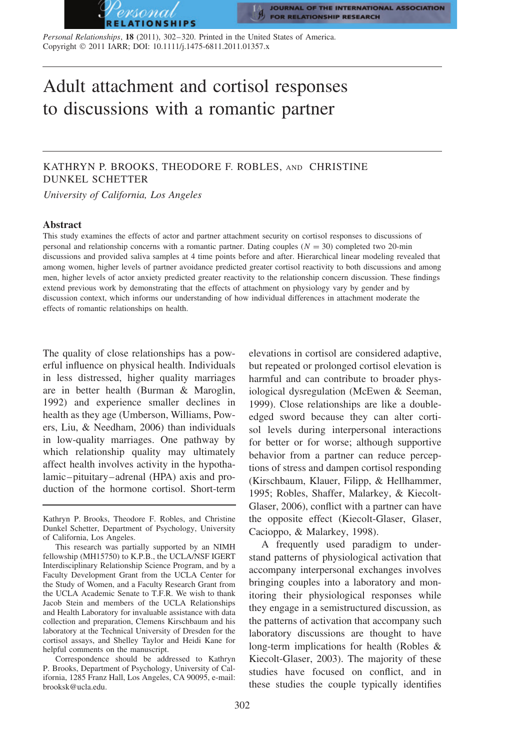# Adult attachment and cortisol responses to discussions with a romantic partner

KATHRYN P. BROOKS, THEODORE F. ROBLES, AND CHRISTINE DUNKEL SCHETTER

*University of California, Los Angeles*

## Abstract

This study examines the effects of actor and partner attachment security on cortisol responses to discussions of personal and relationship concerns with a romantic partner. Dating couples ($N = 30$) completed two 20-min discussions and provided saliva samples at 4 time points before and after. Hierarchical linear modeling revealed that among women, higher levels of partner avoidance predicted greater cortisol reactivity to both discussions and among men, higher levels of actor anxiety predicted greater reactivity to the relationship concern discussion. These findings extend previous work by demonstrating that the effects of attachment on physiology vary by gender and by discussion context, which informs our understanding of how individual differences in attachment moderate the effects of romantic relationships on health.

The quality of close relationships has a powerful influence on physical health. Individuals in less distressed, higher quality marriages are in better health (Burman & Maroglin, 1992) and experience smaller declines in health as they age (Umberson, Williams, Powers, Liu, & Needham, 2006) than individuals in low-quality marriages. One pathway by which relationship quality may ultimately affect health involves activity in the hypothalamic–pituitary–adrenal (HPA) axis and production of the hormone cortisol. Short-term elevations in cortisol are considered adaptive, but repeated or prolonged cortisol elevation is harmful and can contribute to broader physiological dysregulation (McEwen & Seeman, 1999). Close relationships are like a double-edged sword because they can alter cortisol levels during interpersonal interactions for better or for worse; although supportive behavior from a partner can reduce perceptions of stress and dampen cortisol responding (Kirschbaum, Klauer, Filipp, & Hellhammer, 1995; Robles, Shaffer, Malarkey, & Kiecolt-Glaser, 2006), conflict with a partner can have the opposite effect (Kiecolt-Glaser, Glaser, Cacioppo, & Malarkey, 1998).

A frequently used paradigm to understand patterns of physiological activation that accompany interpersonal exchanges involves bringing couples into a laboratory and monitoring their physiological responses while they engage in a semistructured discussion, as the patterns of activation that accompany such laboratory discussions are thought to have long-term implications for health (Robles & Kiecolt-Glaser, 2003). The majority of these studies have focused on conflict, and in these studies the couple typically identifies

---

Kathryn P. Brooks, Theodore F. Robles, and Christine Dunkel Schetter, Department of Psychology, University of California, Los Angeles.

This research was partially supported by an NIMH fellowship (MH15750) to K.P.B., the UCLA/NSF IGERT Interdisciplinary Relationship Science Program, and by a Faculty Development Grant from the UCLA Center for the Study of Women, and a Faculty Research Grant from the UCLA Academic Senate to T.F.R. We wish to thank Jacob Stein and members of the UCLA Relationships and Health Laboratory for invaluable assistance with data collection and preparation, Clemens Kirschbaum and his laboratory at the Technical University of Dresden for the cortisol assays, and Shelley Taylor and Heidi Kane for helpful comments on the manuscript.

Correspondence should be addressed to Kathryn P. Brooks, Department of Psychology, University of California, 1285 Franz Hall, Los Angeles, CA 90095, e-mail: brooksk@ucla.edu.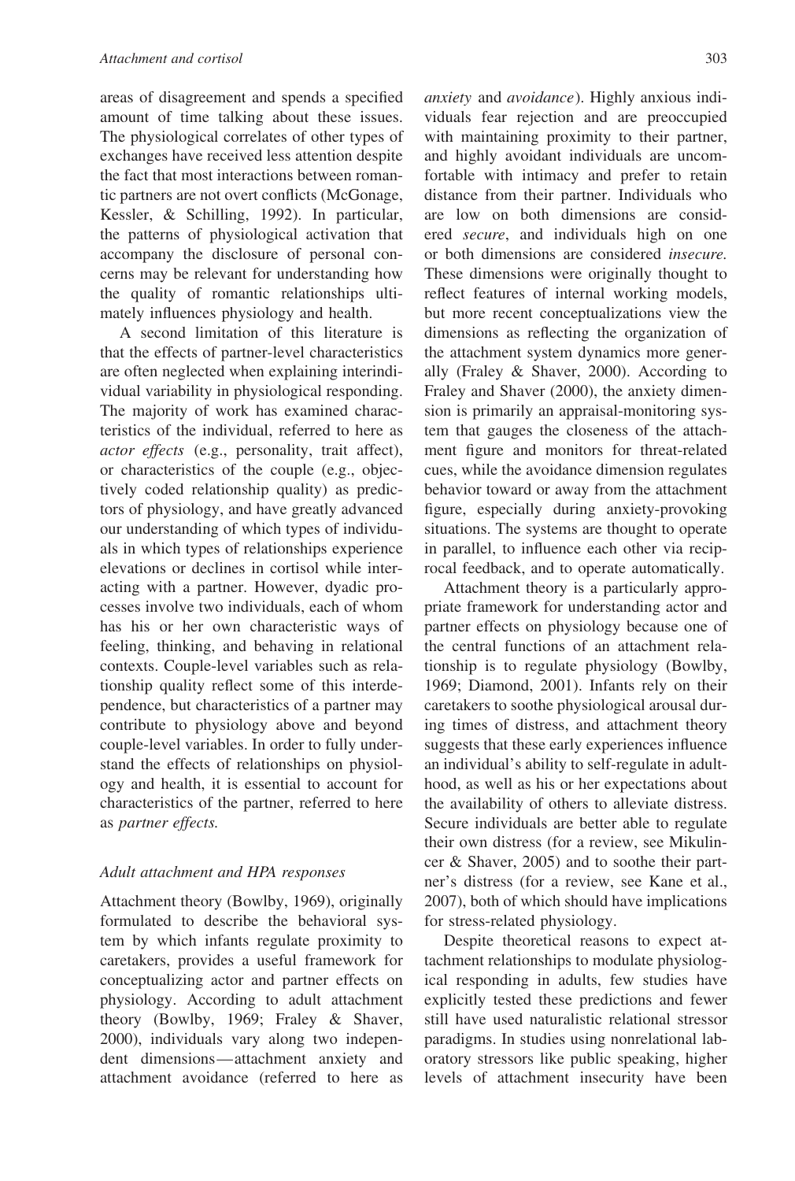areas of disagreement and spends a specified amount of time talking about these issues. The physiological correlates of other types of exchanges have received less attention despite the fact that most interactions between romantic partners are not overt conflicts (McGonage, Kessler, & Schilling, 1992). In particular, the patterns of physiological activation that accompany the disclosure of personal concerns may be relevant for understanding how the quality of romantic relationships ultimately influences physiology and health.

A second limitation of this literature is that the effects of partner-level characteristics are often neglected when explaining interindividual variability in physiological responding. The majority of work has examined characteristics of the individual, referred to here as *actor effects* (e.g., personality, trait affect), or characteristics of the couple (e.g., objectively coded relationship quality) as predictors of physiology, and have greatly advanced our understanding of which types of individuals in which types of relationships experience elevations or declines in cortisol while interacting with a partner. However, dyadic processes involve two individuals, each of whom has his or her own characteristic ways of feeling, thinking, and behaving in relational contexts. Couple-level variables such as relationship quality reflect some of this interdependence, but characteristics of a partner may contribute to physiology above and beyond couple-level variables. In order to fully understand the effects of relationships on physiology and health, it is essential to account for characteristics of the partner, referred to here as *partner effects.*

### Adult attachment and HPA responses

Attachment theory (Bowlby, 1969), originally formulated to describe the behavioral system by which infants regulate proximity to caretakers, provides a useful framework for conceptualizing actor and partner effects on physiology. According to adult attachment theory (Bowlby, 1969; Fraley & Shaver, 2000), individuals vary along two independent dimensions—attachment anxiety and attachment avoidance (referred to here as *anxiety* and *avoidance*). Highly anxious individuals fear rejection and are preoccupied with maintaining proximity to their partner, and highly avoidant individuals are uncomfortable with intimacy and prefer to retain distance from their partner. Individuals who are low on both dimensions are considered *secure*, and individuals high on one or both dimensions are considered *insecure.* These dimensions were originally thought to reflect features of internal working models, but more recent conceptualizations view the dimensions as reflecting the organization of the attachment system dynamics more generally (Fraley & Shaver, 2000). According to Fraley and Shaver (2000), the anxiety dimension is primarily an appraisal-monitoring system that gauges the closeness of the attachment figure and monitors for threat-related cues, while the avoidance dimension regulates behavior toward or away from the attachment figure, especially during anxiety-provoking situations. The systems are thought to operate in parallel, to influence each other via reciprocal feedback, and to operate automatically.

Attachment theory is a particularly appropriate framework for understanding actor and partner effects on physiology because one of the central functions of an attachment relationship is to regulate physiology (Bowlby, 1969; Diamond, 2001). Infants rely on their caretakers to soothe physiological arousal during times of distress, and attachment theory suggests that these early experiences influence an individual's ability to self-regulate in adulthood, as well as his or her expectations about the availability of others to alleviate distress. Secure individuals are better able to regulate their own distress (for a review, see Mikulincer & Shaver, 2005) and to soothe their partner's distress (for a review, see Kane et al., 2007), both of which should have implications for stress-related physiology.

Despite theoretical reasons to expect attachment relationships to modulate physiological responding in adults, few studies have explicitly tested these predictions and fewer still have used naturalistic relational stressor paradigms. In studies using nonrelational laboratory stressors like public speaking, higher levels of attachment insecurity have been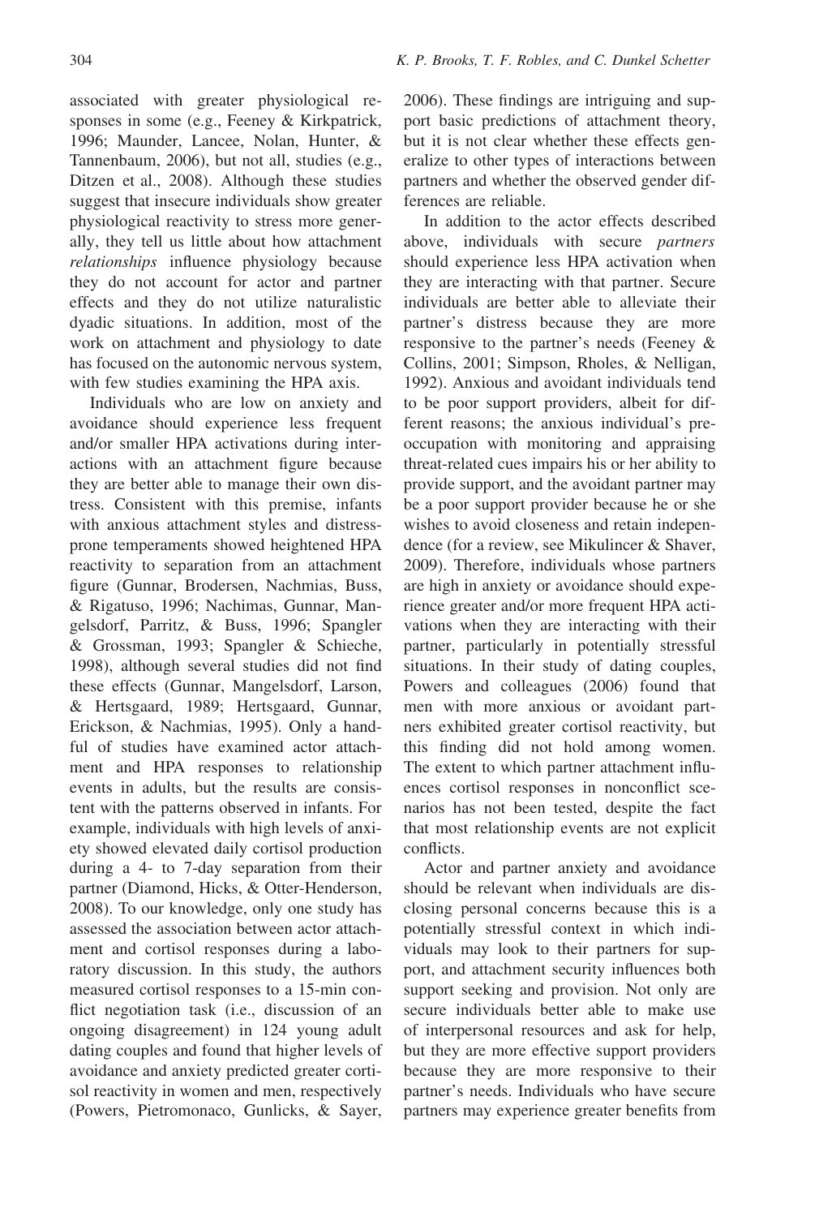associated with greater physiological responses in some (e.g., Feeney & Kirkpatrick, 1996; Maunder, Lancee, Nolan, Hunter, & Tannenbaum, 2006), but not all, studies (e.g., Ditzen et al., 2008). Although these studies suggest that insecure individuals show greater physiological reactivity to stress more generally, they tell us little about how attachment *relationships* influence physiology because they do not account for actor and partner effects and they do not utilize naturalistic dyadic situations. In addition, most of the work on attachment and physiology to date has focused on the autonomic nervous system, with few studies examining the HPA axis.

Individuals who are low on anxiety and avoidance should experience less frequent and/or smaller HPA activations during interactions with an attachment figure because they are better able to manage their own distress. Consistent with this premise, infants with anxious attachment styles and distress-prone temperaments showed heightened HPA reactivity to separation from an attachment figure (Gunnar, Brodersen, Nachmias, Buss, & Rigatuso, 1996; Nachimas, Gunnar, Mangelsdorf, Parritz, & Buss, 1996; Spangler & Grossman, 1993; Spangler & Schieche, 1998), although several studies did not find these effects (Gunnar, Mangelsdorf, Larson, & Hertsgaard, 1989; Hertsgaard, Gunnar, Erickson, & Nachmias, 1995). Only a handful of studies have examined actor attachment and HPA responses to relationship events in adults, but the results are consistent with the patterns observed in infants. For example, individuals with high levels of anxiety showed elevated daily cortisol production during a 4- to 7-day separation from their partner (Diamond, Hicks, & Otter-Henderson, 2008). To our knowledge, only one study has assessed the association between actor attachment and cortisol responses during a laboratory discussion. In this study, the authors measured cortisol responses to a 15-min conflict negotiation task (i.e., discussion of an ongoing disagreement) in 124 young adult dating couples and found that higher levels of avoidance and anxiety predicted greater cortisol reactivity in women and men, respectively (Powers, Pietromonaco, Gunlicks, & Sayer, 2006). These findings are intriguing and support basic predictions of attachment theory, but it is not clear whether these effects generalize to other types of interactions between partners and whether the observed gender differences are reliable.

In addition to the actor effects described above, individuals with secure *partners* should experience less HPA activation when they are interacting with that partner. Secure individuals are better able to alleviate their partner's distress because they are more responsive to the partner's needs (Feeney & Collins, 2001; Simpson, Rholes, & Nelligan, 1992). Anxious and avoidant individuals tend to be poor support providers, albeit for different reasons; the anxious individual's preoccupation with monitoring and appraising threat-related cues impairs his or her ability to provide support, and the avoidant partner may be a poor support provider because he or she wishes to avoid closeness and retain independence (for a review, see Mikulincer & Shaver, 2009). Therefore, individuals whose partners are high in anxiety or avoidance should experience greater and/or more frequent HPA activations when they are interacting with their partner, particularly in potentially stressful situations. In their study of dating couples, Powers and colleagues (2006) found that men with more anxious or avoidant partners exhibited greater cortisol reactivity, but this finding did not hold among women. The extent to which partner attachment influences cortisol responses in nonconflict scenarios has not been tested, despite the fact that most relationship events are not explicit conflicts.

Actor and partner anxiety and avoidance should be relevant when individuals are disclosing personal concerns because this is a potentially stressful context in which individuals may look to their partners for support, and attachment security influences both support seeking and provision. Not only are secure individuals better able to make use of interpersonal resources and ask for help, but they are more effective support providers because they are more responsive to their partner's needs. Individuals who have secure partners may experience greater benefits from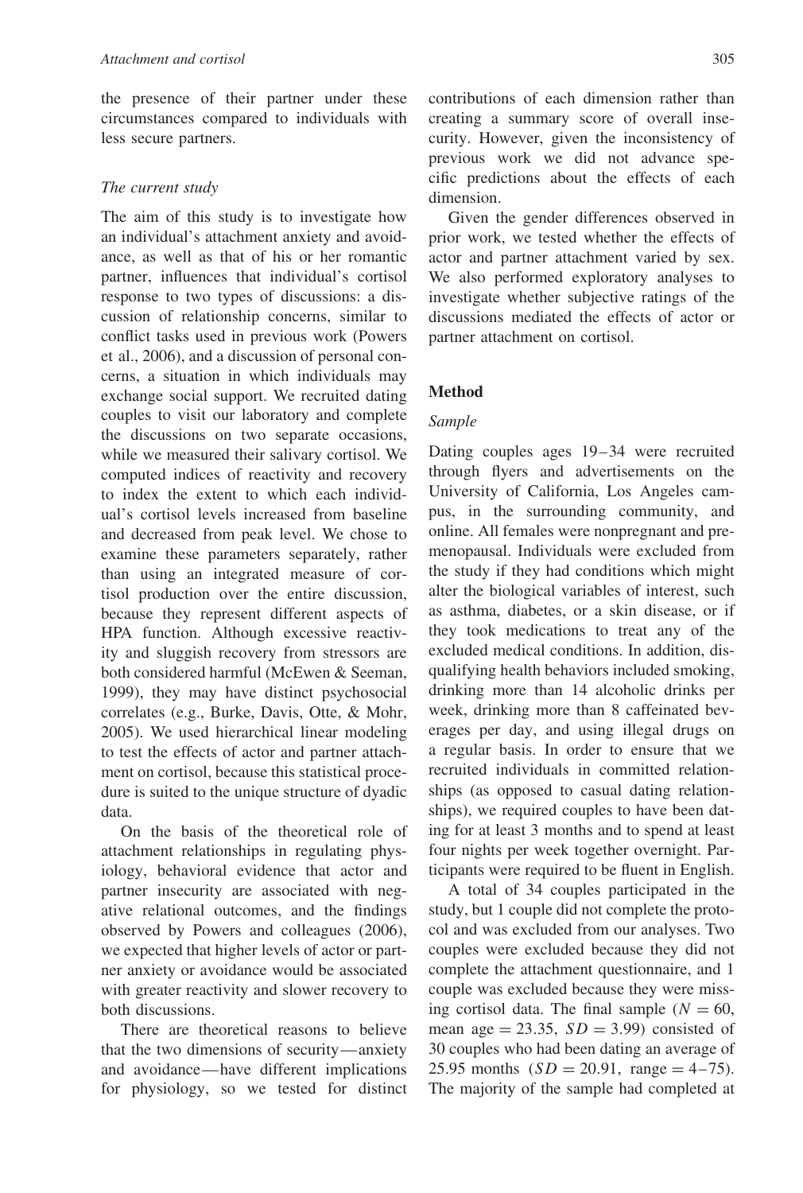the presence of their partner under these circumstances compared to individuals with less secure partners.

### *The current study*

The aim of this study is to investigate how an individual's attachment anxiety and avoidance, as well as that of his or her romantic partner, influences that individual's cortisol response to two types of discussions: a discussion of relationship concerns, similar to conflict tasks used in previous work (Powers et al., 2006), and a discussion of personal concerns, a situation in which individuals may exchange social support. We recruited dating couples to visit our laboratory and complete the discussions on two separate occasions, while we measured their salivary cortisol. We computed indices of reactivity and recovery to index the extent to which each individual's cortisol levels increased from baseline and decreased from peak level. We chose to examine these parameters separately, rather than using an integrated measure of cortisol production over the entire discussion, because they represent different aspects of HPA function. Although excessive reactivity and sluggish recovery from stressors are both considered harmful (McEwen & Seeman, 1999), they may have distinct psychosocial correlates (e.g., Burke, Davis, Otte, & Mohr, 2005). We used hierarchical linear modeling to test the effects of actor and partner attachment on cortisol, because this statistical procedure is suited to the unique structure of dyadic data.

On the basis of the theoretical role of attachment relationships in regulating physiology, behavioral evidence that actor and partner insecurity are associated with negative relational outcomes, and the findings observed by Powers and colleagues (2006), we expected that higher levels of actor or partner anxiety or avoidance would be associated with greater reactivity and slower recovery to both discussions.

There are theoretical reasons to believe that the two dimensions of security—anxiety and avoidance—have different implications for physiology, so we tested for distinct contributions of each dimension rather than creating a summary score of overall insecurity. However, given the inconsistency of previous work we did not advance specific predictions about the effects of each dimension.

Given the gender differences observed in prior work, we tested whether the effects of actor and partner attachment varied by sex. We also performed exploratory analyses to investigate whether subjective ratings of the discussions mediated the effects of actor or partner attachment on cortisol.

## Method

### *Sample*

Dating couples ages 19–34 were recruited through flyers and advertisements on the University of California, Los Angeles campus, in the surrounding community, and online. All females were nonpregnant and premenopausal. Individuals were excluded from the study if they had conditions which might alter the biological variables of interest, such as asthma, diabetes, or a skin disease, or if they took medications to treat any of the excluded medical conditions. In addition, disqualifying health behaviors included smoking, drinking more than 14 alcoholic drinks per week, drinking more than 8 caffeinated beverages per day, and using illegal drugs on a regular basis. In order to ensure that we recruited individuals in committed relationships (as opposed to casual dating relationships), we required couples to have been dating for at least 3 months and to spend at least four nights per week together overnight. Participants were required to be fluent in English.

A total of 34 couples participated in the study, but 1 couple did not complete the protocol and was excluded from our analyses. Two couples were excluded because they did not complete the attachment questionnaire, and 1 couple was excluded because they were missing cortisol data. The final sample ($N = 60$, mean age $= 23.35$, $SD = 3.99$) consisted of 30 couples who had been dating an average of 25.95 months ($SD = 20.91$, range $= 4–75$). The majority of the sample had completed at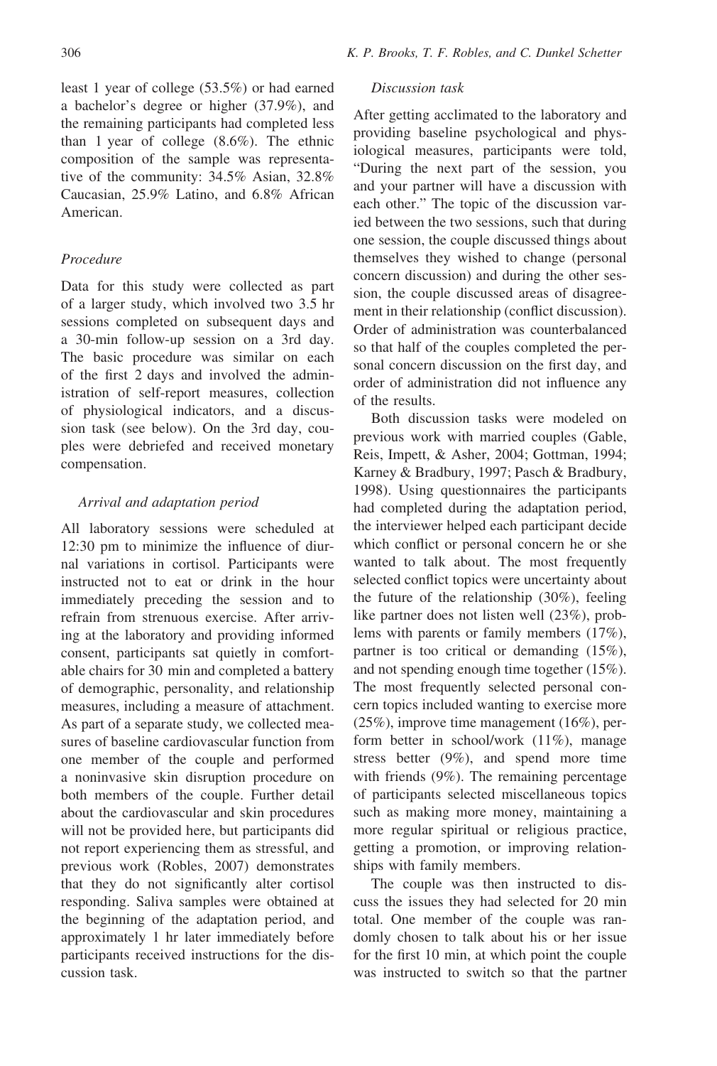least 1 year of college (53.5%) or had earned a bachelor's degree or higher (37.9%), and the remaining participants had completed less than 1 year of college (8.6%). The ethnic composition of the sample was representative of the community: 34.5% Asian, 32.8% Caucasian, 25.9% Latino, and 6.8% African American.

### *Procedure*

Data for this study were collected as part of a larger study, which involved two 3.5 hr sessions completed on subsequent days and a 30-min follow-up session on a 3rd day. The basic procedure was similar on each of the first 2 days and involved the administration of self-report measures, collection of physiological indicators, and a discussion task (see below). On the 3rd day, couples were debriefed and received monetary compensation.

#### *Arrival and adaptation period*

All laboratory sessions were scheduled at 12:30 pm to minimize the influence of diurnal variations in cortisol. Participants were instructed not to eat or drink in the hour immediately preceding the session and to refrain from strenuous exercise. After arriving at the laboratory and providing informed consent, participants sat quietly in comfortable chairs for 30 min and completed a battery of demographic, personality, and relationship measures, including a measure of attachment. As part of a separate study, we collected measures of baseline cardiovascular function from one member of the couple and performed a noninvasive skin disruption procedure on both members of the couple. Further detail about the cardiovascular and skin procedures will not be provided here, but participants did not report experiencing them as stressful, and previous work (Robles, 2007) demonstrates that they do not significantly alter cortisol responding. Saliva samples were obtained at the beginning of the adaptation period, and approximately 1 hr later immediately before participants received instructions for the discussion task.

#### *Discussion task*

After getting acclimated to the laboratory and providing baseline psychological and physiological measures, participants were told, "During the next part of the session, you and your partner will have a discussion with each other." The topic of the discussion varied between the two sessions, such that during one session, the couple discussed things about themselves they wished to change (personal concern discussion) and during the other session, the couple discussed areas of disagreement in their relationship (conflict discussion). Order of administration was counterbalanced so that half of the couples completed the personal concern discussion on the first day, and order of administration did not influence any of the results.

Both discussion tasks were modeled on previous work with married couples (Gable, Reis, Impett, & Asher, 2004; Gottman, 1994; Karney & Bradbury, 1997; Pasch & Bradbury, 1998). Using questionnaires the participants had completed during the adaptation period, the interviewer helped each participant decide which conflict or personal concern he or she wanted to talk about. The most frequently selected conflict topics were uncertainty about the future of the relationship (30%), feeling like partner does not listen well (23%), problems with parents or family members (17%), partner is too critical or demanding (15%), and not spending enough time together (15%). The most frequently selected personal concern topics included wanting to exercise more (25%), improve time management (16%), perform better in school/work (11%), manage stress better (9%), and spend more time with friends (9%). The remaining percentage of participants selected miscellaneous topics such as making more money, maintaining a more regular spiritual or religious practice, getting a promotion, or improving relationships with family members.

The couple was then instructed to discuss the issues they had selected for 20 min total. One member of the couple was randomly chosen to talk about his or her issue for the first 10 min, at which point the couple was instructed to switch so that the partner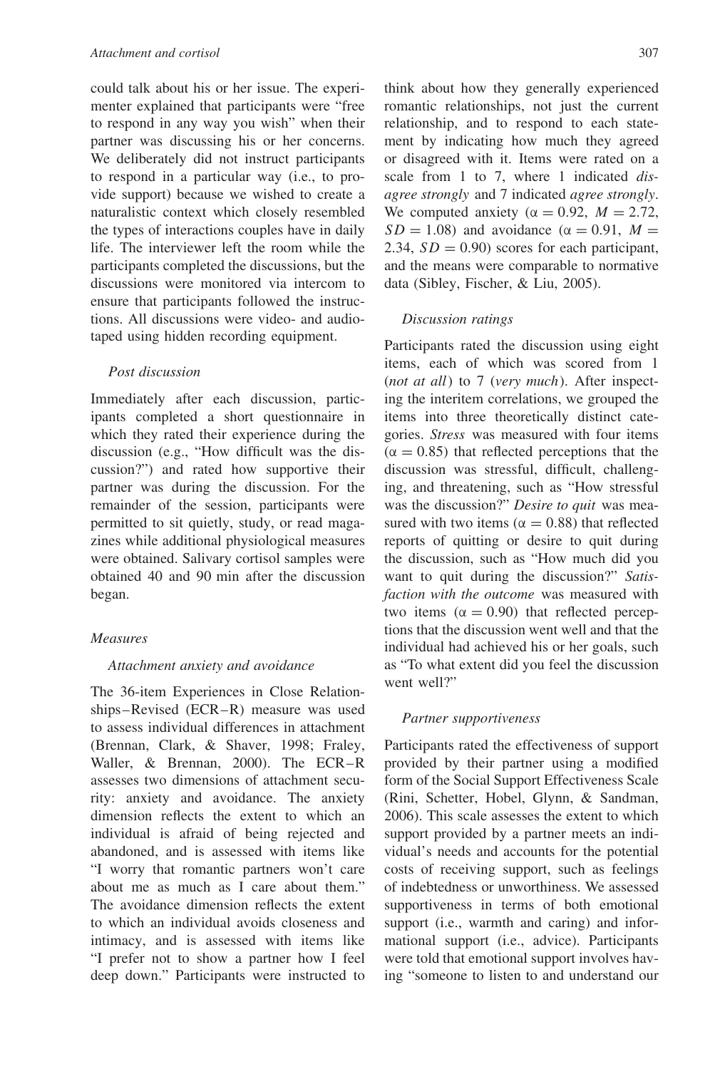could talk about his or her issue. The experimenter explained that participants were "free to respond in any way you wish" when their partner was discussing his or her concerns. We deliberately did not instruct participants to respond in a particular way (i.e., to provide support) because we wished to create a naturalistic context which closely resembled the types of interactions couples have in daily life. The interviewer left the room while the participants completed the discussions, but the discussions were monitored via intercom to ensure that participants followed the instructions. All discussions were video- and audiotaped using hidden recording equipment.

#### *Post discussion*

Immediately after each discussion, participants completed a short questionnaire in which they rated their experience during the discussion (e.g., "How difficult was the discussion?") and rated how supportive their partner was during the discussion. For the remainder of the session, participants were permitted to sit quietly, study, or read magazines while additional physiological measures were obtained. Salivary cortisol samples were obtained 40 and 90 min after the discussion began.

### *Measures*

#### *Attachment anxiety and avoidance*

The 36-item Experiences in Close Relationships–Revised (ECR–R) measure was used to assess individual differences in attachment (Brennan, Clark, & Shaver, 1998; Fraley, Waller, & Brennan, 2000). The ECR–R assesses two dimensions of attachment security: anxiety and avoidance. The anxiety dimension reflects the extent to which an individual is afraid of being rejected and abandoned, and is assessed with items like "I worry that romantic partners won't care about me as much as I care about them." The avoidance dimension reflects the extent to which an individual avoids closeness and intimacy, and is assessed with items like "I prefer not to show a partner how I feel deep down." Participants were instructed to think about how they generally experienced romantic relationships, not just the current relationship, and to respond to each statement by indicating how much they agreed or disagreed with it. Items were rated on a scale from 1 to 7, where 1 indicated *disagree strongly* and 7 indicated *agree strongly*. We computed anxiety ($\alpha = 0.92$, $M = 2.72$, $SD = 1.08$) and avoidance ($\alpha = 0.91$, $M = 2.34$, $SD = 0.90$) scores for each participant, and the means were comparable to normative data (Sibley, Fischer, & Liu, 2005).

#### *Discussion ratings*

Participants rated the discussion using eight items, each of which was scored from 1 (*not at all*) to 7 (*very much*). After inspecting the interitem correlations, we grouped the items into three theoretically distinct categories. *Stress* was measured with four items ($\alpha = 0.85$) that reflected perceptions that the discussion was stressful, difficult, challenging, and threatening, such as "How stressful was the discussion?" *Desire to quit* was measured with two items ($\alpha = 0.88$) that reflected reports of quitting or desire to quit during the discussion, such as "How much did you want to quit during the discussion?" *Satisfaction with the outcome* was measured with two items ($\alpha = 0.90$) that reflected perceptions that the discussion went well and that the individual had achieved his or her goals, such as "To what extent did you feel the discussion went well?"

#### *Partner supportiveness*

Participants rated the effectiveness of support provided by their partner using a modified form of the Social Support Effectiveness Scale (Rini, Schetter, Hobel, Glynn, & Sandman, 2006). This scale assesses the extent to which support provided by a partner meets an individual's needs and accounts for the potential costs of receiving support, such as feelings of indebtedness or unworthiness. We assessed supportiveness in terms of both emotional support (i.e., warmth and caring) and informational support (i.e., advice). Participants were told that emotional support involves having "someone to listen to and understand our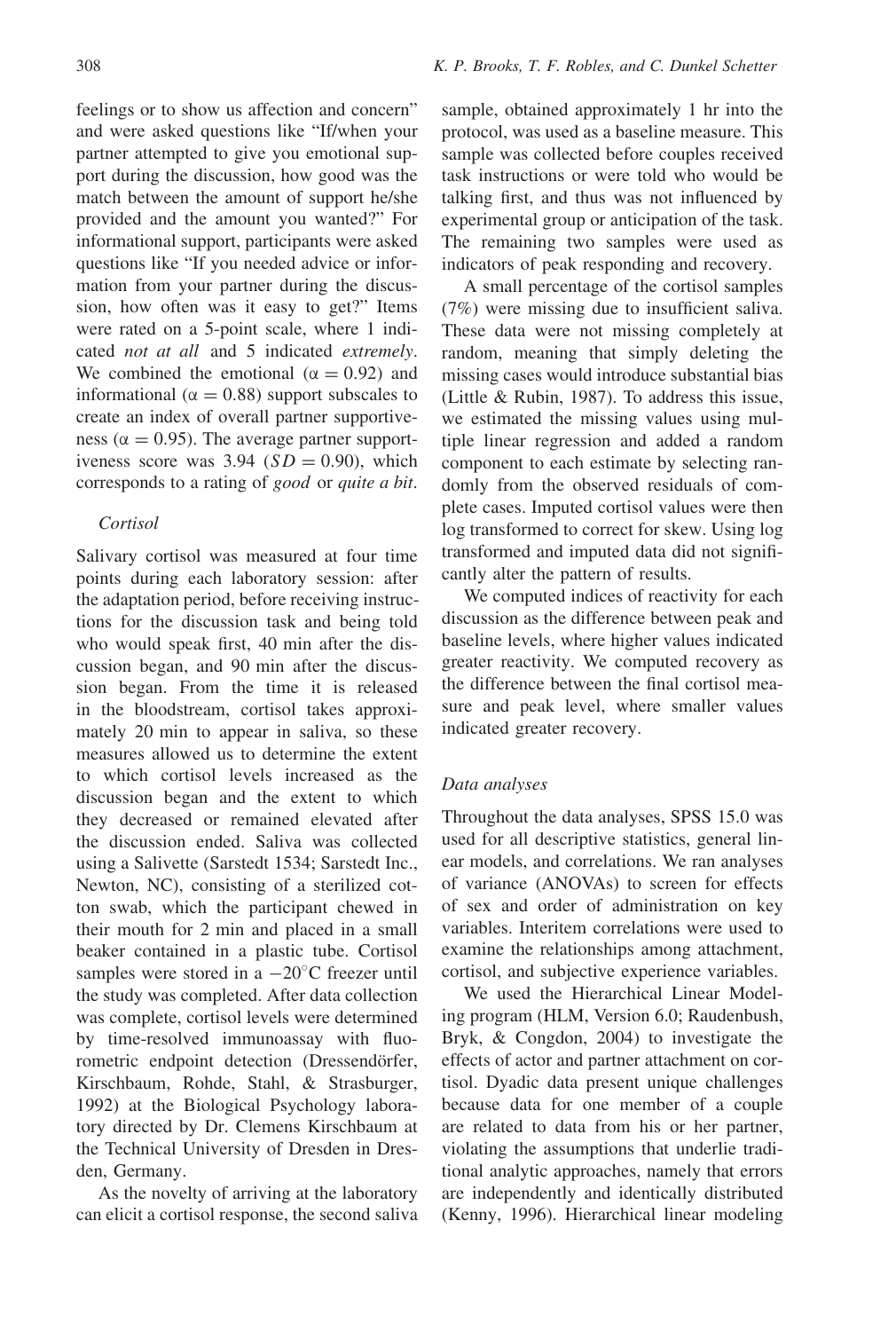feelings or to show us affection and concern" and were asked questions like "If/when your partner attempted to give you emotional support during the discussion, how good was the match between the amount of support he/she provided and the amount you wanted?" For informational support, participants were asked questions like "If you needed advice or information from your partner during the discussion, how often was it easy to get?" Items were rated on a 5-point scale, where 1 indicated *not at all* and 5 indicated *extremely*. We combined the emotional ($\alpha = 0.92$) and informational ($\alpha = 0.88$) support subscales to create an index of overall partner supportiveness ($\alpha = 0.95$). The average partner supportiveness score was 3.94 ($SD = 0.90$), which corresponds to a rating of *good* or *quite a bit*.

### *Cortisol*

Salivary cortisol was measured at four time points during each laboratory session: after the adaptation period, before receiving instructions for the discussion task and being told who would speak first, 40 min after the discussion began, and 90 min after the discussion began. From the time it is released in the bloodstream, cortisol takes approximately 20 min to appear in saliva, so these measures allowed us to determine the extent to which cortisol levels increased as the discussion began and the extent to which they decreased or remained elevated after the discussion ended. Saliva was collected using a Salivette (Sarstedt 1534; Sarstedt Inc., Newton, NC), consisting of a sterilized cotton swab, which the participant chewed in their mouth for 2 min and placed in a small beaker contained in a plastic tube. Cortisol samples were stored in a −20°C freezer until the study was completed. After data collection was complete, cortisol levels were determined by time-resolved immunoassay with fluorometric endpoint detection (Dressendörfer, Kirschbaum, Rohde, Stahl, & Strasburger, 1992) at the Biological Psychology laboratory directed by Dr. Clemens Kirschbaum at the Technical University of Dresden in Dresden, Germany.

As the novelty of arriving at the laboratory can elicit a cortisol response, the second saliva sample, obtained approximately 1 hr into the protocol, was used as a baseline measure. This sample was collected before couples received task instructions or were told who would be talking first, and thus was not influenced by experimental group or anticipation of the task. The remaining two samples were used as indicators of peak responding and recovery.

A small percentage of the cortisol samples (7%) were missing due to insufficient saliva. These data were not missing completely at random, meaning that simply deleting the missing cases would introduce substantial bias (Little & Rubin, 1987). To address this issue, we estimated the missing values using multiple linear regression and added a random component to each estimate by selecting randomly from the observed residuals of complete cases. Imputed cortisol values were then log transformed to correct for skew. Using log transformed and imputed data did not significantly alter the pattern of results.

We computed indices of reactivity for each discussion as the difference between peak and baseline levels, where higher values indicated greater reactivity. We computed recovery as the difference between the final cortisol measure and peak level, where smaller values indicated greater recovery.

### *Data analyses*

Throughout the data analyses, SPSS 15.0 was used for all descriptive statistics, general linear models, and correlations. We ran analyses of variance (ANOVAs) to screen for effects of sex and order of administration on key variables. Interitem correlations were used to examine the relationships among attachment, cortisol, and subjective experience variables.

We used the Hierarchical Linear Modeling program (HLM, Version 6.0; Raudenbush, Bryk, & Congdon, 2004) to investigate the effects of actor and partner attachment on cortisol. Dyadic data present unique challenges because data for one member of a couple are related to data from his or her partner, violating the assumptions that underlie traditional analytic approaches, namely that errors are independently and identically distributed (Kenny, 1996). Hierarchical linear modeling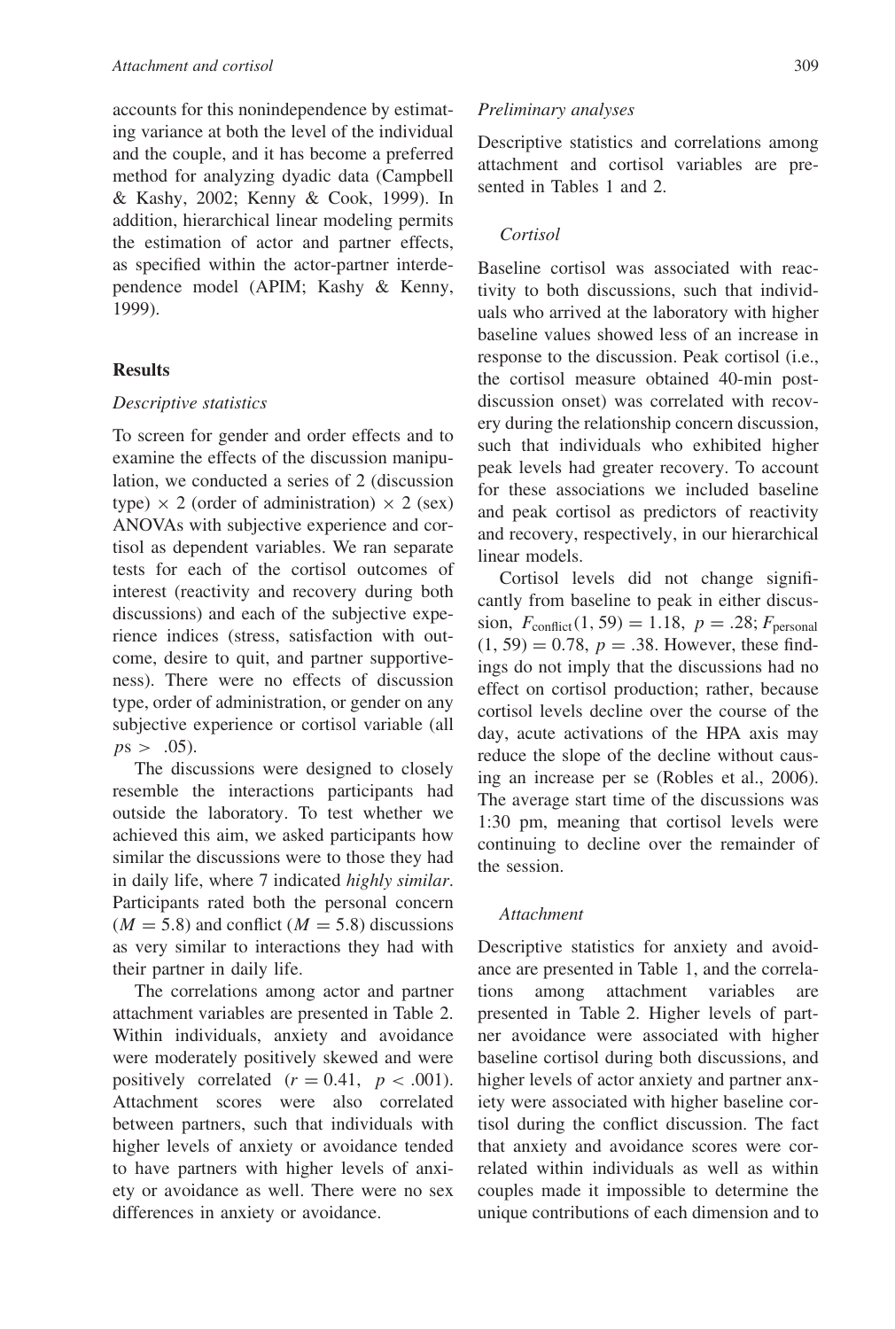accounts for this nonindependence by estimating variance at both the level of the individual and the couple, and it has become a preferred method for analyzing dyadic data (Campbell & Kashy, 2002; Kenny & Cook, 1999). In addition, hierarchical linear modeling permits the estimation of actor and partner effects, as specified within the actor-partner interdependence model (APIM; Kashy & Kenny, 1999).

## Results

### *Descriptive statistics*

To screen for gender and order effects and to examine the effects of the discussion manipulation, we conducted a series of 2 (discussion type) × 2 (order of administration) × 2 (sex) ANOVAs with subjective experience and cortisol as dependent variables. We ran separate tests for each of the cortisol outcomes of interest (reactivity and recovery during both discussions) and each of the subjective experience indices (stress, satisfaction with outcome, desire to quit, and partner supportiveness). There were no effects of discussion type, order of administration, or gender on any subjective experience or cortisol variable (all $p$s $> .05$).

The discussions were designed to closely resemble the interactions participants had outside the laboratory. To test whether we achieved this aim, we asked participants how similar the discussions were to those they had in daily life, where 7 indicated *highly similar*. Participants rated both the personal concern ($M = 5.8$) and conflict ($M = 5.8$) discussions as very similar to interactions they had with their partner in daily life.

The correlations among actor and partner attachment variables are presented in Table 2. Within individuals, anxiety and avoidance were moderately positively skewed and were positively correlated ($r = 0.41$, $p < .001$). Attachment scores were also correlated between partners, such that individuals with higher levels of anxiety or avoidance tended to have partners with higher levels of anxiety or avoidance as well. There were no sex differences in anxiety or avoidance.

### *Preliminary analyses*

Descriptive statistics and correlations among attachment and cortisol variables are presented in Tables 1 and 2.

#### *Cortisol*

Baseline cortisol was associated with reactivity to both discussions, such that individuals who arrived at the laboratory with higher baseline values showed less of an increase in response to the discussion. Peak cortisol (i.e., the cortisol measure obtained 40-min post-discussion onset) was correlated with recovery during the relationship concern discussion, such that individuals who exhibited higher peak levels had greater recovery. To account for these associations we included baseline and peak cortisol as predictors of reactivity and recovery, respectively, in our hierarchical linear models.

Cortisol levels did not change significantly from baseline to peak in either discussion, $F_{\text{conflict}}(1, 59) = 1.18$, $p = .28$; $F_{\text{personal}}(1, 59) = 0.78$, $p = .38$. However, these findings do not imply that the discussions had no effect on cortisol production; rather, because cortisol levels decline over the course of the day, acute activations of the HPA axis may reduce the slope of the decline without causing an increase per se (Robles et al., 2006). The average start time of the discussions was 1:30 pm, meaning that cortisol levels were continuing to decline over the remainder of the session.

#### *Attachment*

Descriptive statistics for anxiety and avoidance are presented in Table 1, and the correlations among attachment variables are presented in Table 2. Higher levels of partner avoidance were associated with higher baseline cortisol during both discussions, and higher levels of actor anxiety and partner anxiety were associated with higher baseline cortisol during the conflict discussion. The fact that anxiety and avoidance scores were correlated within individuals as well as within couples made it impossible to determine the unique contributions of each dimension and to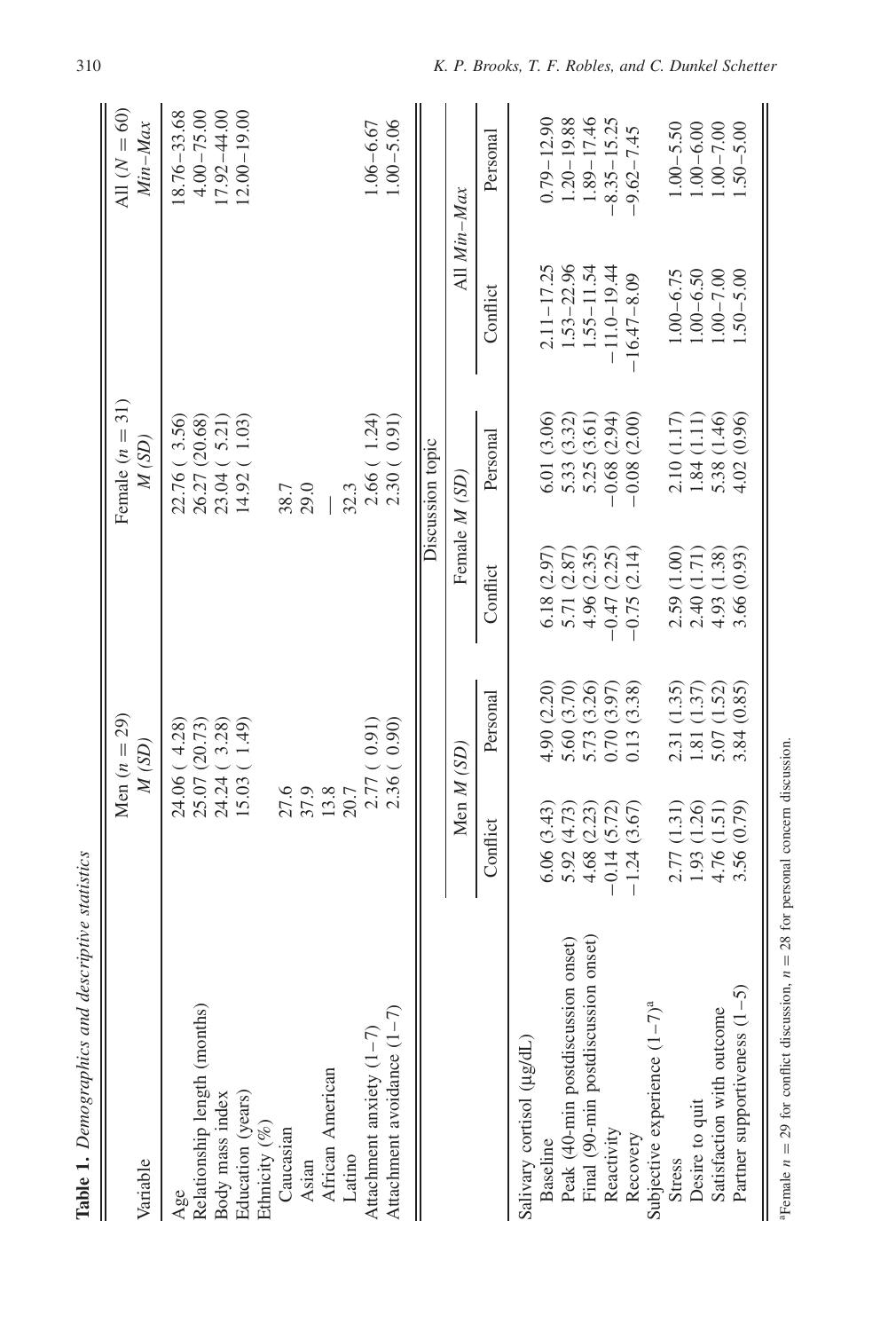**Table 1.** *Demographics and descriptive statistics*

| Variable | Men ($n = 29$) *M* (*SD*) | Female ($n = 31$) *M* (*SD*) | All ($N = 60$) *Min–Max* |
|---|---|---|---|
| Age | 24.06 ( 4.28) | 22.76 ( 3.56) | 18.76–33.68 |
| Relationship length (months) | 25.07 (20.73) | 26.27 (20.68) | 4.00–75.00 |
| Body mass index | 24.24 ( 3.28) | 23.04 ( 5.21) | 17.92–44.00 |
| Education (years) | 15.03 ( 1.49) | 14.92 ( 1.03) | 12.00–19.00 |
| Ethnicity (%) | | | |
| Caucasian | 27.6 | 38.7 | |
| Asian | 37.9 | 29.0 | |
| African American | 13.8 | — | |
| Latino | 20.7 | 32.3 | |
| Attachment anxiety (1–7) | 2.77 ( 0.91) | 2.66 ( 1.24) | 1.06–6.67 |
| Attachment avoidance (1–7) | 2.36 ( 0.90) | 2.30 ( 0.91) | 1.00–5.06 |

| | Discussion topic | | | | | |
|---|---|---|---|---|---|---|
| | Men *M* (*SD*) | | Female *M* (*SD*) | | All *Min–Max* | |
| | Conflict | Personal | Conflict | Personal | Conflict | Personal |
| Salivary cortisol (μg/dL) | | | | | | |
| Baseline | 6.06 (3.43) | 4.90 (2.20) | 6.18 (2.97) | 6.01 (3.06) | 2.11–17.25 | 0.79–12.90 |
| Peak (40-min postdiscussion onset) | 5.92 (4.73) | 5.60 (3.70) | 5.71 (2.87) | 5.33 (3.32) | 1.53–22.96 | 1.20–19.88 |
| Final (90-min postdiscussion onset) | 4.68 (2.23) | 5.73 (3.26) | 4.96 (2.35) | 5.25 (3.61) | 1.55–11.54 | 1.89–17.46 |
| Reactivity | −0.14 (5.72) | 0.70 (3.97) | −0.47 (2.25) | −0.68 (2.94) | −11.0–19.44 | −8.35–15.25 |
| Recovery | −1.24 (3.67) | 0.13 (3.38) | −0.75 (2.14) | −0.08 (2.00) | −16.47–8.09 | −9.62–7.45 |
| Subjective experience (1–7)[a] | | | | | | |
| Stress | 2.77 (1.31) | 2.31 (1.35) | 2.59 (1.00) | 2.10 (1.17) | 1.00–6.75 | 1.00–5.50 |
| Desire to quit | 1.93 (1.26) | 1.81 (1.37) | 2.40 (1.71) | 1.84 (1.11) | 1.00–6.50 | 1.00–6.00 |
| Satisfaction with outcome | 4.76 (1.51) | 5.07 (1.52) | 4.93 (1.38) | 5.38 (1.46) | 1.00–7.00 | 1.00–7.00 |
| Partner supportiveness (1–5) | 3.56 (0.79) | 3.84 (0.85) | 3.66 (0.93) | 4.02 (0.96) | 1.50–5.00 | 1.50–5.00 |

[a]Female $n = 29$ for conflict discussion, $n = 28$ for personal concern discussion.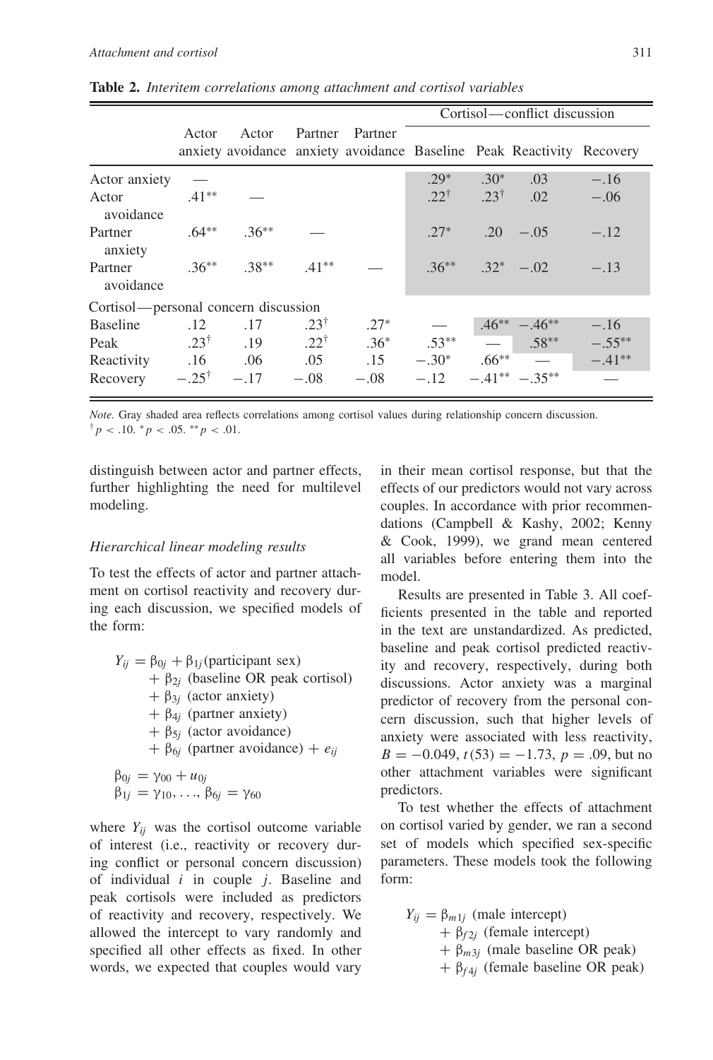**Table 2.** *Interitem correlations among attachment and cortisol variables*

| | Actor anxiety | Actor avoidance | Partner anxiety | Partner avoidance | Cortisol—conflict discussion | | | |
|---|---|---|---|---|---|---|---|---|
| | | | | | Baseline | Peak | Reactivity | Recovery |
| Actor anxiety | — | | | | .29* | .30* | .03 | −.16 |
| Actor avoidance | .41** | — | | | .22† | .23† | .02 | −.06 |
| Partner anxiety | .64** | .36** | — | | .27* | .20 | −.05 | −.12 |
| Partner avoidance | .36** | .38** | .41** | — | .36** | .32* | −.02 | −.13 |
| Cortisol—personal concern discussion | | | | | | | | |
| Baseline | .12 | .17 | .23† | .27* | — | .46** | −.46** | −.16 |
| Peak | .23† | .19 | .22† | .36* | .53** | — | .58** | −.55** |
| Reactivity | .16 | .06 | .05 | .15 | −.30* | .66** | — | −.41** |
| Recovery | −.25† | −.17 | −.08 | −.08 | −.12 | −.41** | −.35** | — |

*Note.* Gray shaded area reflects correlations among cortisol values during relationship concern discussion.
† $p < .10$. * $p < .05$. ** $p < .01$.

distinguish between actor and partner effects, further highlighting the need for multilevel modeling.

### *Hierarchical linear modeling results*

To test the effects of actor and partner attachment on cortisol reactivity and recovery during each discussion, we specified models of the form:

$$
\begin{aligned}
Y_{ij} = \ & \beta_{0j} + \beta_{1j}(\text{participant sex}) \\
& + \beta_{2j} \ (\text{baseline OR peak cortisol}) \\
& + \beta_{3j} \ (\text{actor anxiety}) \\
& + \beta_{4j} \ (\text{partner anxiety}) \\
& + \beta_{5j} \ (\text{actor avoidance}) \\
& + \beta_{6j} \ (\text{partner avoidance}) + e_{ij}
\end{aligned}
$$

$$
\begin{aligned}
\beta_{0j} &= \gamma_{00} + u_{0j} \\
\beta_{1j} &= \gamma_{10}, \ldots, \beta_{6j} = \gamma_{60}
\end{aligned}
$$

where $Y_{ij}$ was the cortisol outcome variable of interest (i.e., reactivity or recovery during conflict or personal concern discussion) of individual $i$ in couple $j$. Baseline and peak cortisols were included as predictors of reactivity and recovery, respectively. We allowed the intercept to vary randomly and specified all other effects as fixed. In other words, we expected that couples would vary in their mean cortisol response, but that the effects of our predictors would not vary across couples. In accordance with prior recommendations (Campbell & Kashy, 2002; Kenny & Cook, 1999), we grand mean centered all variables before entering them into the model.

Results are presented in Table 3. All coefficients presented in the table and reported in the text are unstandardized. As predicted, baseline and peak cortisol predicted reactivity and recovery, respectively, during both discussions. Actor anxiety was a marginal predictor of recovery from the personal concern discussion, such that higher levels of anxiety were associated with less reactivity, $B = -0.049$, $t(53) = -1.73$, $p = .09$, but no other attachment variables were significant predictors.

To test whether the effects of attachment on cortisol varied by gender, we ran a second set of models which specified sex-specific parameters. These models took the following form:

$$
\begin{aligned}
Y_{ij} = \ & \beta_{m1j} \ (\text{male intercept}) \\
& + \beta_{f2j} \ (\text{female intercept}) \\
& + \beta_{m3j} \ (\text{male baseline OR peak}) \\
& + \beta_{f4j} \ (\text{female baseline OR peak})
\end{aligned}
$$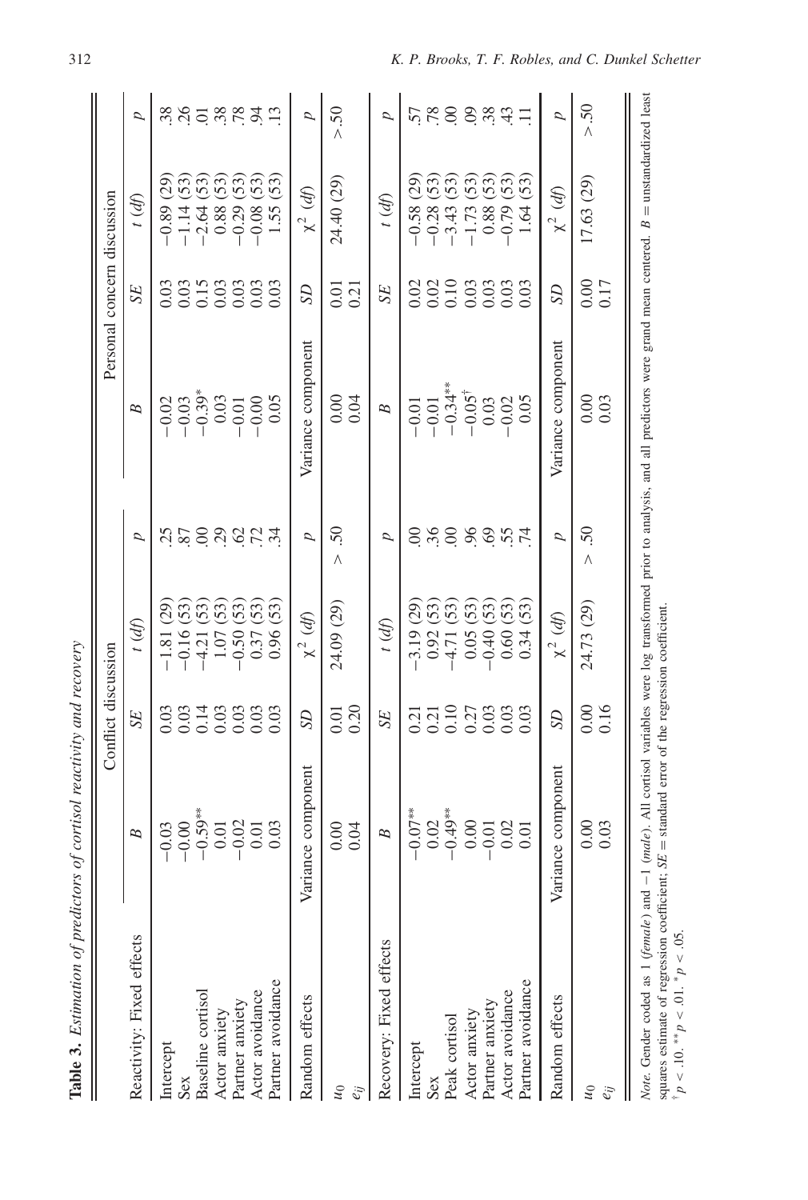**Table 3.** *Estimation of predictors of cortisol reactivity and recovery*

| | Conflict discussion | | | | Personal concern discussion | | | |
|---|---|---|---|---|---|---|---|---|
| Reactivity: Fixed effects | *B* | *SE* | *t* (*df*) | *p* | *B* | *SE* | *t* (*df*) | *p* |
| Intercept | −0.03 | 0.03 | −1.81 (29) | .25 | −0.02 | 0.03 | −0.89 (29) | .38 |
| Sex | −0.00 | 0.03 | −0.16 (53) | .87 | −0.03 | 0.03 | −1.14 (53) | .26 |
| Baseline cortisol | −0.59** | 0.14 | −4.21 (53) | .00 | −0.39* | 0.15 | −2.64 (53) | .01 |
| Actor anxiety | 0.01 | 0.03 | 1.07 (53) | .29 | 0.03 | 0.03 | 0.88 (53) | .38 |
| Partner anxiety | −0.02 | 0.03 | −0.50 (53) | .62 | −0.01 | 0.03 | −0.29 (53) | .78 |
| Actor avoidance | 0.01 | 0.03 | 0.37 (53) | .72 | −0.00 | 0.03 | −0.08 (53) | .94 |
| Partner avoidance | 0.03 | 0.03 | 0.96 (53) | .34 | 0.05 | 0.03 | 1.55 (53) | .13 |
| Random effects | Variance component | *SD* | $\chi^2$ (*df*) | *p* | Variance component | *SD* | $\chi^2$ (*df*) | *p* |
| $u_0$ | 0.00 | 0.01 | 24.09 (29) | > .50 | 0.00 | 0.01 | 24.40 (29) | > .50 |
| $e_{ij}$ | 0.04 | 0.20 | | | 0.04 | 0.21 | | |
| Recovery: Fixed effects | *B* | *SE* | *t* (*df*) | *p* | *B* | *SE* | *t* (*df*) | *p* |
| Intercept | −0.07** | 0.21 | −3.19 (29) | .00 | −0.01 | 0.02 | −0.58 (29) | .57 |
| Sex | 0.02 | 0.21 | 0.92 (53) | .36 | −0.01 | 0.02 | −0.28 (53) | .78 |
| Peak cortisol | −0.49** | 0.10 | −4.71 (53) | .00 | −0.34** | 0.10 | −3.43 (53) | .00 |
| Actor anxiety | 0.00 | 0.27 | 0.05 (53) | .96 | −0.05† | 0.03 | −1.73 (53) | .09 |
| Partner anxiety | −0.01 | 0.03 | −0.40 (53) | .69 | 0.03 | 0.03 | 0.88 (53) | .38 |
| Actor avoidance | 0.02 | 0.03 | 0.60 (53) | .55 | −0.02 | 0.03 | −0.79 (53) | .43 |
| Partner avoidance | 0.01 | 0.03 | 0.34 (53) | .74 | 0.05 | 0.03 | 1.64 (53) | .11 |
| Random effects | Variance component | *SD* | $\chi^2$ (*df*) | *p* | Variance component | *SD* | $\chi^2$ (*df*) | *p* |
| $u_0$ | 0.00 | 0.00 | 24.73 (29) | > .50 | 0.00 | 0.00 | 17.63 (29) | > .50 |
| $e_{ij}$ | 0.03 | 0.16 | | | 0.03 | 0.17 | | |

*Note.* Gender coded as 1 (*female*) and −1 (*male*). All cortisol variables were log transformed prior to analysis, and all predictors were grand mean centered. *B* = unstandardized least squares estimate of regression coefficient; *SE* = standard error of the regression coefficient.
† $p < .10$. ** $p < .01$. * $p < .05$.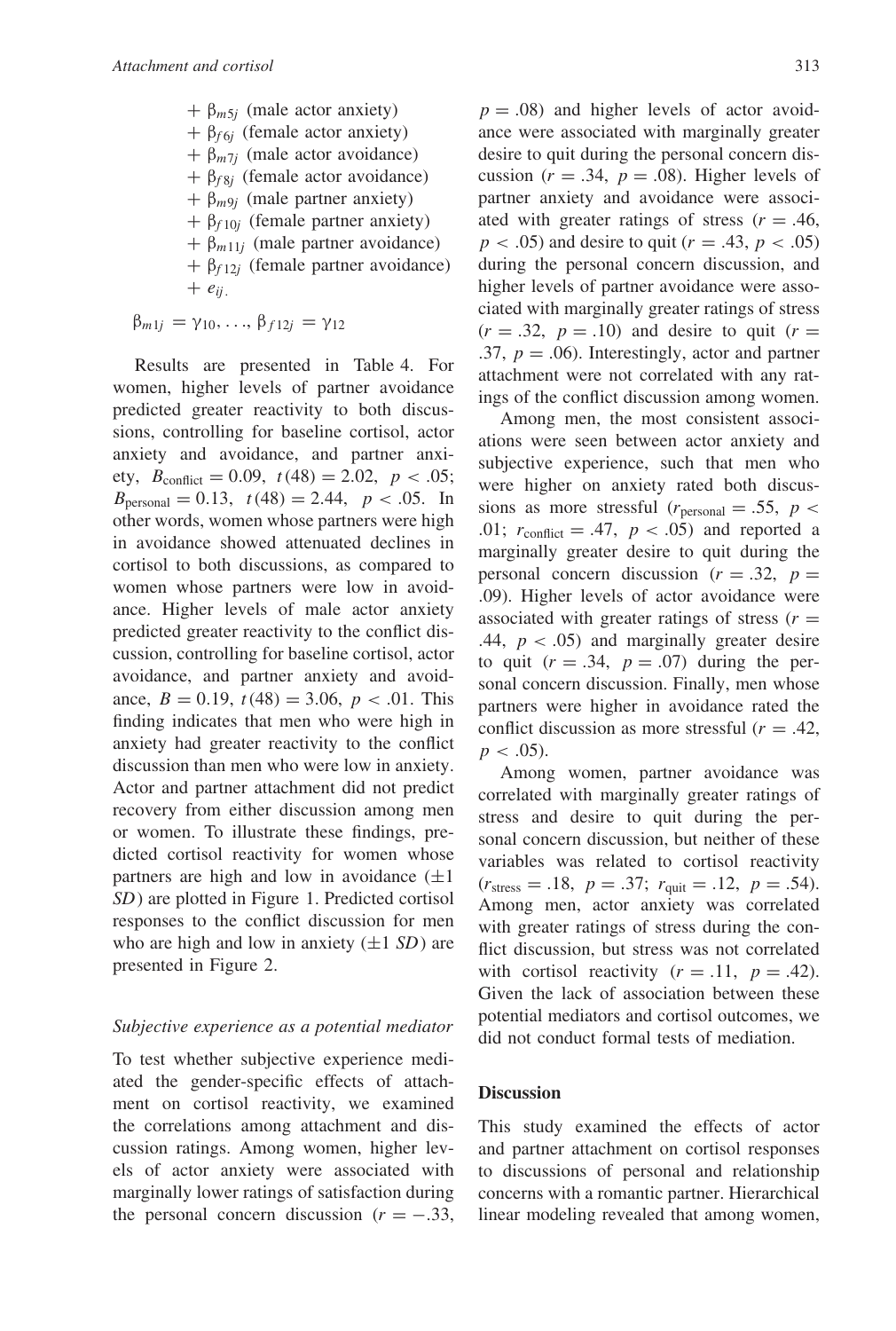$$
\begin{aligned}
&+ \beta_{m5j} \text{ (male actor anxiety)} \\
&+ \beta_{f6j} \text{ (female actor anxiety)} \\
&+ \beta_{m7j} \text{ (male actor avoidance)} \\
&+ \beta_{f8j} \text{ (female actor avoidance)} \\
&+ \beta_{m9j} \text{ (male partner anxiety)} \\
&+ \beta_{f10j} \text{ (female partner anxiety)} \\
&+ \beta_{m11j} \text{ (male partner avoidance)} \\
&+ \beta_{f12j} \text{ (female partner avoidance)} \\
&+ e_{ij.}
\end{aligned}
$$

$$\beta_{m1j} = \gamma_{10}, \ldots, \beta_{f12j} = \gamma_{12}$$

Results are presented in Table 4. For women, higher levels of partner avoidance predicted greater reactivity to both discussions, controlling for baseline cortisol, actor anxiety and avoidance, and partner anxiety, $B_{\text{conflict}} = 0.09$, $t(48) = 2.02$, $p < .05$; $B_{\text{personal}} = 0.13$, $t(48) = 2.44$, $p < .05$. In other words, women whose partners were high in avoidance showed attenuated declines in cortisol to both discussions, as compared to women whose partners were low in avoidance. Higher levels of male actor anxiety predicted greater reactivity to the conflict discussion, controlling for baseline cortisol, actor avoidance, and partner anxiety and avoidance, $B = 0.19$, $t(48) = 3.06$, $p < .01$. This finding indicates that men who were high in anxiety had greater reactivity to the conflict discussion than men who were low in anxiety. Actor and partner attachment did not predict recovery from either discussion among men or women. To illustrate these findings, predicted cortisol reactivity for women whose partners are high and low in avoidance ($\pm 1$ *SD*) are plotted in Figure 1. Predicted cortisol responses to the conflict discussion for men who are high and low in anxiety ($\pm 1$ *SD*) are presented in Figure 2.

### *Subjective experience as a potential mediator*

To test whether subjective experience mediated the gender-specific effects of attachment on cortisol reactivity, we examined the correlations among attachment and discussion ratings. Among women, higher levels of actor anxiety were associated with marginally lower ratings of satisfaction during the personal concern discussion ($r = -.33$, $p = .08$) and higher levels of actor avoidance were associated with marginally greater desire to quit during the personal concern discussion ($r = .34$, $p = .08$). Higher levels of partner anxiety and avoidance were associated with greater ratings of stress ($r = .46$, $p < .05$) and desire to quit ($r = .43$, $p < .05$) during the personal concern discussion, and higher levels of partner avoidance were associated with marginally greater ratings of stress ($r = .32$, $p = .10$) and desire to quit ($r = .37$, $p = .06$). Interestingly, actor and partner attachment were not correlated with any ratings of the conflict discussion among women.

Among men, the most consistent associations were seen between actor anxiety and subjective experience, such that men who were higher on anxiety rated both discussions as more stressful ($r_{\text{personal}} = .55$, $p < .01$; $r_{\text{conflict}} = .47$, $p < .05$) and reported a marginally greater desire to quit during the personal concern discussion ($r = .32$, $p = .09$). Higher levels of actor avoidance were associated with greater ratings of stress ($r = .44$, $p < .05$) and marginally greater desire to quit ($r = .34$, $p = .07$) during the personal concern discussion. Finally, men whose partners were higher in avoidance rated the conflict discussion as more stressful ($r = .42$, $p < .05$).

Among women, partner avoidance was correlated with marginally greater ratings of stress and desire to quit during the personal concern discussion, but neither of these variables was related to cortisol reactivity ($r_{\text{stress}} = .18$, $p = .37$; $r_{\text{quit}} = .12$, $p = .54$). Among men, actor anxiety was correlated with greater ratings of stress during the conflict discussion, but stress was not correlated with cortisol reactivity ($r = .11$, $p = .42$). Given the lack of association between these potential mediators and cortisol outcomes, we did not conduct formal tests of mediation.

## Discussion

This study examined the effects of actor and partner attachment on cortisol responses to discussions of personal and relationship concerns with a romantic partner. Hierarchical linear modeling revealed that among women,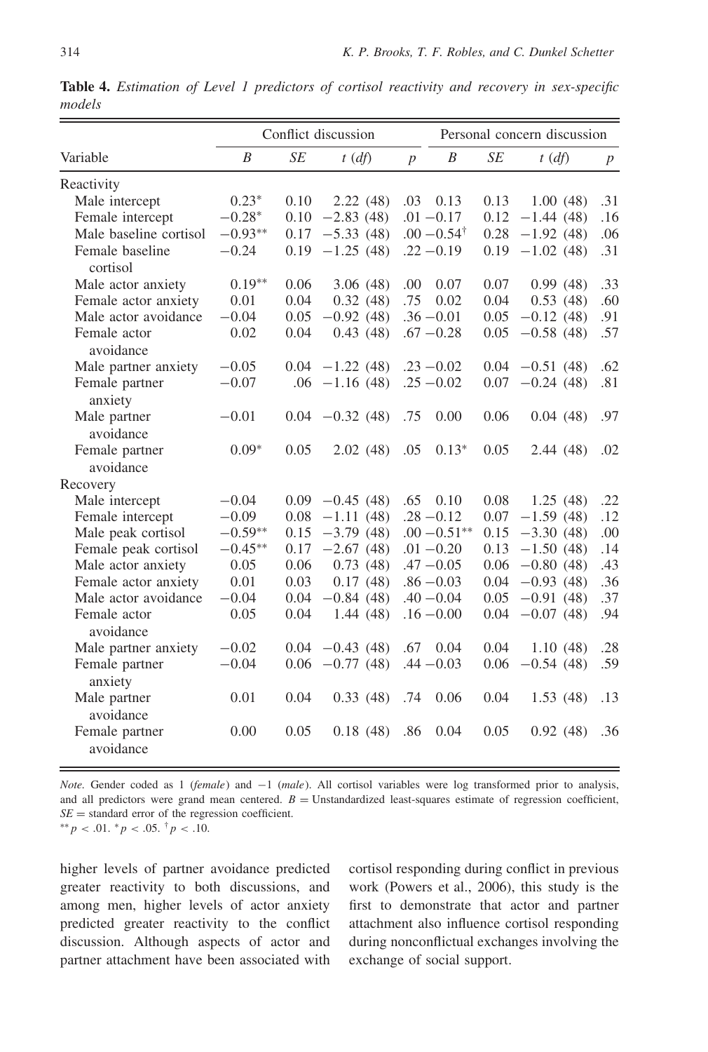**Table 4.** *Estimation of Level 1 predictors of cortisol reactivity and recovery in sex-specific models*

| | Conflict discussion | | | | Personal concern discussion | | | |
|---|---|---|---|---|---|---|---|---|
| Variable | *B* | *SE* | *t* (*df*) | *p* | *B* | *SE* | *t* (*df*) | *p* |
| Reactivity | | | | | | | | |
| Male intercept | 0.23* | 0.10 | 2.22 (48) | .03 | 0.13 | 0.13 | 1.00 (48) | .31 |
| Female intercept | −0.28* | 0.10 | −2.83 (48) | .01 | −0.17 | 0.12 | −1.44 (48) | .16 |
| Male baseline cortisol | −0.93** | 0.17 | −5.33 (48) | .00 | −0.54† | 0.28 | −1.92 (48) | .06 |
| Female baseline cortisol | −0.24 | 0.19 | −1.25 (48) | .22 | −0.19 | 0.19 | −1.02 (48) | .31 |
| Male actor anxiety | 0.19** | 0.06 | 3.06 (48) | .00 | 0.07 | 0.07 | 0.99 (48) | .33 |
| Female actor anxiety | 0.01 | 0.04 | 0.32 (48) | .75 | 0.02 | 0.04 | 0.53 (48) | .60 |
| Male actor avoidance | −0.04 | 0.05 | −0.92 (48) | .36 | −0.01 | 0.05 | −0.12 (48) | .91 |
| Female actor avoidance | 0.02 | 0.04 | 0.43 (48) | .67 | −0.28 | 0.05 | −0.58 (48) | .57 |
| Male partner anxiety | −0.05 | 0.04 | −1.22 (48) | .23 | −0.02 | 0.04 | −0.51 (48) | .62 |
| Female partner anxiety | −0.07 | .06 | −1.16 (48) | .25 | −0.02 | 0.07 | −0.24 (48) | .81 |
| Male partner avoidance | −0.01 | 0.04 | −0.32 (48) | .75 | 0.00 | 0.06 | 0.04 (48) | .97 |
| Female partner avoidance | 0.09* | 0.05 | 2.02 (48) | .05 | 0.13* | 0.05 | 2.44 (48) | .02 |
| Recovery | | | | | | | | |
| Male intercept | −0.04 | 0.09 | −0.45 (48) | .65 | 0.10 | 0.08 | 1.25 (48) | .22 |
| Female intercept | −0.09 | 0.08 | −1.11 (48) | .28 | −0.12 | 0.07 | −1.59 (48) | .12 |
| Male peak cortisol | −0.59** | 0.15 | −3.79 (48) | .00 | −0.51** | 0.15 | −3.30 (48) | .00 |
| Female peak cortisol | −0.45** | 0.17 | −2.67 (48) | .01 | −0.20 | 0.13 | −1.50 (48) | .14 |
| Male actor anxiety | 0.05 | 0.06 | 0.73 (48) | .47 | −0.05 | 0.06 | −0.80 (48) | .43 |
| Female actor anxiety | 0.01 | 0.03 | 0.17 (48) | .86 | −0.03 | 0.04 | −0.93 (48) | .36 |
| Male actor avoidance | −0.04 | 0.04 | −0.84 (48) | .40 | −0.04 | 0.05 | −0.91 (48) | .37 |
| Female actor avoidance | 0.05 | 0.04 | 1.44 (48) | .16 | −0.00 | 0.04 | −0.07 (48) | .94 |
| Male partner anxiety | −0.02 | 0.04 | −0.43 (48) | .67 | 0.04 | 0.04 | 1.10 (48) | .28 |
| Female partner anxiety | −0.04 | 0.06 | −0.77 (48) | .44 | −0.03 | 0.06 | −0.54 (48) | .59 |
| Male partner avoidance | 0.01 | 0.04 | 0.33 (48) | .74 | 0.06 | 0.04 | 1.53 (48) | .13 |
| Female partner avoidance | 0.00 | 0.05 | 0.18 (48) | .86 | 0.04 | 0.05 | 0.92 (48) | .36 |

*Note.* Gender coded as 1 (*female*) and −1 (*male*). All cortisol variables were log transformed prior to analysis, and all predictors were grand mean centered. $B$ = Unstandardized least-squares estimate of regression coefficient, $SE$ = standard error of the regression coefficient.
** $p < .01$. * $p < .05$. † $p < .10$.

higher levels of partner avoidance predicted greater reactivity to both discussions, and among men, higher levels of actor anxiety predicted greater reactivity to the conflict discussion. Although aspects of actor and partner attachment have been associated with cortisol responding during conflict in previous work (Powers et al., 2006), this study is the first to demonstrate that actor and partner attachment also influence cortisol responding during nonconflictual exchanges involving the exchange of social support.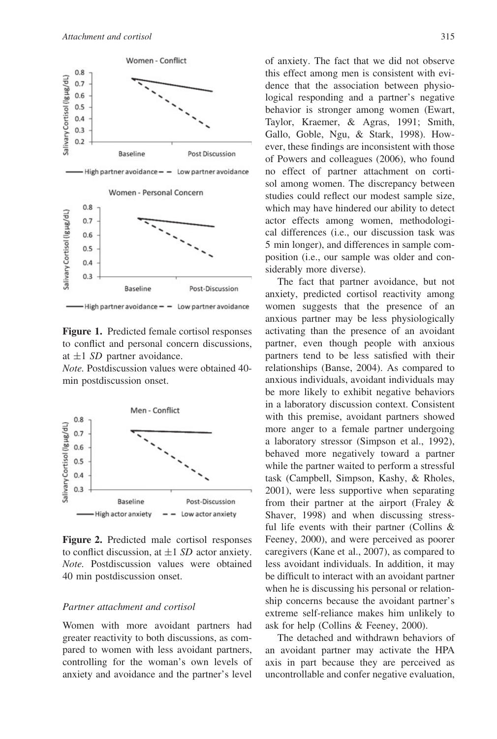**Figure 1.** Predicted female cortisol responses to conflict and personal concern discussions, at ±1 *SD* partner avoidance.
*Note.* Postdiscussion values were obtained 40-min postdiscussion onset.

**Figure 2.** Predicted male cortisol responses to conflict discussion, at ±1 *SD* actor anxiety.
*Note.* Postdiscussion values were obtained 40 min postdiscussion onset.

*Partner attachment and cortisol*

Women with more avoidant partners had greater reactivity to both discussions, as compared to women with less avoidant partners, controlling for the woman's own levels of anxiety and avoidance and the partner's level of anxiety. The fact that we did not observe this effect among men is consistent with evidence that the association between physiological responding and a partner's negative behavior is stronger among women (Ewart, Taylor, Kraemer, & Agras, 1991; Smith, Gallo, Goble, Ngu, & Stark, 1998). However, these findings are inconsistent with those of Powers and colleagues (2006), who found no effect of partner attachment on cortisol among women. The discrepancy between studies could reflect our modest sample size, which may have hindered our ability to detect actor effects among women, methodological differences (i.e., our discussion task was 5 min longer), and differences in sample composition (i.e., our sample was older and considerably more diverse).

The fact that partner avoidance, but not anxiety, predicted cortisol reactivity among women suggests that the presence of an anxious partner may be less physiologically activating than the presence of an avoidant partner, even though people with anxious partners tend to be less satisfied with their relationships (Banse, 2004). As compared to anxious individuals, avoidant individuals may be more likely to exhibit negative behaviors in a laboratory discussion context. Consistent with this premise, avoidant partners showed more anger to a female partner undergoing a laboratory stressor (Simpson et al., 1992), behaved more negatively toward a partner while the partner waited to perform a stressful task (Campbell, Simpson, Kashy, & Rholes, 2001), were less supportive when separating from their partner at the airport (Fraley & Shaver, 1998) and when discussing stressful life events with their partner (Collins & Feeney, 2000), and were perceived as poorer caregivers (Kane et al., 2007), as compared to less avoidant individuals. In addition, it may be difficult to interact with an avoidant partner when he is discussing his personal or relationship concerns because the avoidant partner's extreme self-reliance makes him unlikely to ask for help (Collins & Feeney, 2000).

The detached and withdrawn behaviors of an avoidant partner may activate the HPA axis in part because they are perceived as uncontrollable and confer negative evaluation,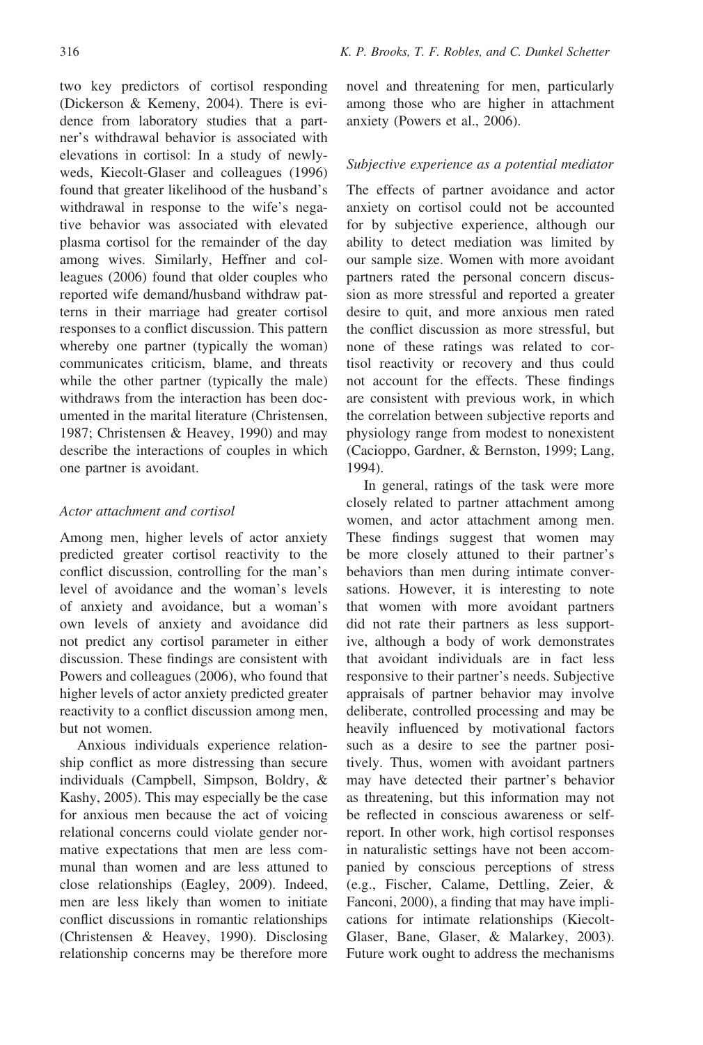two key predictors of cortisol responding (Dickerson & Kemeny, 2004). There is evidence from laboratory studies that a partner's withdrawal behavior is associated with elevations in cortisol: In a study of newlyweds, Kiecolt-Glaser and colleagues (1996) found that greater likelihood of the husband's withdrawal in response to the wife's negative behavior was associated with elevated plasma cortisol for the remainder of the day among wives. Similarly, Heffner and colleagues (2006) found that older couples who reported wife demand/husband withdraw patterns in their marriage had greater cortisol responses to a conflict discussion. This pattern whereby one partner (typically the woman) communicates criticism, blame, and threats while the other partner (typically the male) withdraws from the interaction has been documented in the marital literature (Christensen, 1987; Christensen & Heavey, 1990) and may describe the interactions of couples in which one partner is avoidant.

### *Actor attachment and cortisol*

Among men, higher levels of actor anxiety predicted greater cortisol reactivity to the conflict discussion, controlling for the man's level of avoidance and the woman's levels of anxiety and avoidance, but a woman's own levels of anxiety and avoidance did not predict any cortisol parameter in either discussion. These findings are consistent with Powers and colleagues (2006), who found that higher levels of actor anxiety predicted greater reactivity to a conflict discussion among men, but not women.

Anxious individuals experience relationship conflict as more distressing than secure individuals (Campbell, Simpson, Boldry, & Kashy, 2005). This may especially be the case for anxious men because the act of voicing relational concerns could violate gender normative expectations that men are less communal than women and are less attuned to close relationships (Eagley, 2009). Indeed, men are less likely than women to initiate conflict discussions in romantic relationships (Christensen & Heavey, 1990). Disclosing relationship concerns may be therefore more novel and threatening for men, particularly among those who are higher in attachment anxiety (Powers et al., 2006).

### *Subjective experience as a potential mediator*

The effects of partner avoidance and actor anxiety on cortisol could not be accounted for by subjective experience, although our ability to detect mediation was limited by our sample size. Women with more avoidant partners rated the personal concern discussion as more stressful and reported a greater desire to quit, and more anxious men rated the conflict discussion as more stressful, but none of these ratings was related to cortisol reactivity or recovery and thus could not account for the effects. These findings are consistent with previous work, in which the correlation between subjective reports and physiology range from modest to nonexistent (Cacioppo, Gardner, & Bernston, 1999; Lang, 1994).

In general, ratings of the task were more closely related to partner attachment among women, and actor attachment among men. These findings suggest that women may be more closely attuned to their partner's behaviors than men during intimate conversations. However, it is interesting to note that women with more avoidant partners did not rate their partners as less supportive, although a body of work demonstrates that avoidant individuals are in fact less responsive to their partner's needs. Subjective appraisals of partner behavior may involve deliberate, controlled processing and may be heavily influenced by motivational factors such as a desire to see the partner positively. Thus, women with avoidant partners may have detected their partner's behavior as threatening, but this information may not be reflected in conscious awareness or self-report. In other work, high cortisol responses in naturalistic settings have not been accompanied by conscious perceptions of stress (e.g., Fischer, Calame, Dettling, Zeier, & Fanconi, 2000), a finding that may have implications for intimate relationships (Kiecolt-Glaser, Bane, Glaser, & Malarkey, 2003). Future work ought to address the mechanisms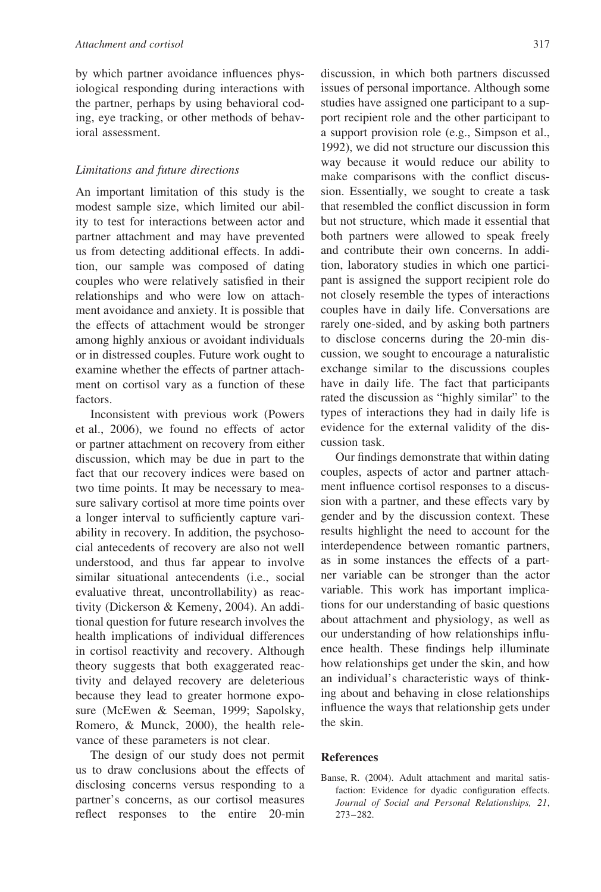by which partner avoidance influences physiological responding during interactions with the partner, perhaps by using behavioral coding, eye tracking, or other methods of behavioral assessment.

### *Limitations and future directions*

An important limitation of this study is the modest sample size, which limited our ability to test for interactions between actor and partner attachment and may have prevented us from detecting additional effects. In addition, our sample was composed of dating couples who were relatively satisfied in their relationships and who were low on attachment avoidance and anxiety. It is possible that the effects of attachment would be stronger among highly anxious or avoidant individuals or in distressed couples. Future work ought to examine whether the effects of partner attachment on cortisol vary as a function of these factors.

Inconsistent with previous work (Powers et al., 2006), we found no effects of actor or partner attachment on recovery from either discussion, which may be due in part to the fact that our recovery indices were based on two time points. It may be necessary to measure salivary cortisol at more time points over a longer interval to sufficiently capture variability in recovery. In addition, the psychosocial antecedents of recovery are also not well understood, and thus far appear to involve similar situational antecendents (i.e., social evaluative threat, uncontrollability) as reactivity (Dickerson & Kemeny, 2004). An additional question for future research involves the health implications of individual differences in cortisol reactivity and recovery. Although theory suggests that both exaggerated reactivity and delayed recovery are deleterious because they lead to greater hormone exposure (McEwen & Seeman, 1999; Sapolsky, Romero, & Munck, 2000), the health relevance of these parameters is not clear.

The design of our study does not permit us to draw conclusions about the effects of disclosing concerns versus responding to a partner's concerns, as our cortisol measures reflect responses to the entire 20-min discussion, in which both partners discussed issues of personal importance. Although some studies have assigned one participant to a support recipient role and the other participant to a support provision role (e.g., Simpson et al., 1992), we did not structure our discussion this way because it would reduce our ability to make comparisons with the conflict discussion. Essentially, we sought to create a task that resembled the conflict discussion in form but not structure, which made it essential that both partners were allowed to speak freely and contribute their own concerns. In addition, laboratory studies in which one participant is assigned the support recipient role do not closely resemble the types of interactions couples have in daily life. Conversations are rarely one-sided, and by asking both partners to disclose concerns during the 20-min discussion, we sought to encourage a naturalistic exchange similar to the discussions couples have in daily life. The fact that participants rated the discussion as "highly similar" to the types of interactions they had in daily life is evidence for the external validity of the discussion task.

Our findings demonstrate that within dating couples, aspects of actor and partner attachment influence cortisol responses to a discussion with a partner, and these effects vary by gender and by the discussion context. These results highlight the need to account for the interdependence between romantic partners, as in some instances the effects of a partner variable can be stronger than the actor variable. This work has important implications for our understanding of basic questions about attachment and physiology, as well as our understanding of how relationships influence health. These findings help illuminate how relationships get under the skin, and how an individual's characteristic ways of thinking about and behaving in close relationships influence the ways that relationship gets under the skin.

## References

Banse, R. (2004). Adult attachment and marital satisfaction: Evidence for dyadic configuration effects. *Journal of Social and Personal Relationships, 21*, 273–282.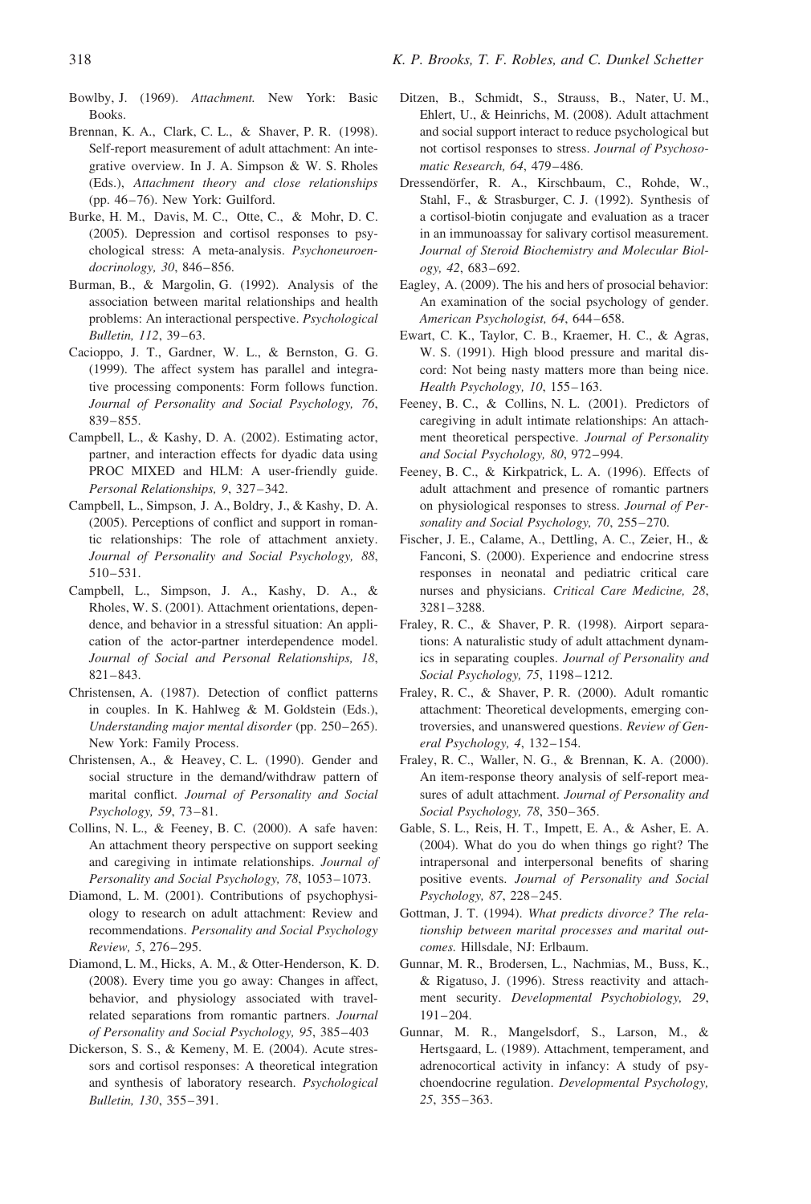Bowlby, J. (1969). *Attachment.* New York: Basic Books.

Brennan, K. A., Clark, C. L., & Shaver, P. R. (1998). Self-report measurement of adult attachment: An integrative overview. In J. A. Simpson & W. S. Rholes (Eds.), *Attachment theory and close relationships* (pp. 46–76). New York: Guilford.

Burke, H. M., Davis, M. C., Otte, C., & Mohr, D. C. (2005). Depression and cortisol responses to psychological stress: A meta-analysis. *Psychoneuroendocrinology, 30*, 846–856.

Burman, B., & Margolin, G. (1992). Analysis of the association between marital relationships and health problems: An interactional perspective. *Psychological Bulletin, 112*, 39–63.

Cacioppo, J. T., Gardner, W. L., & Bernston, G. G. (1999). The affect system has parallel and integrative processing components: Form follows function. *Journal of Personality and Social Psychology, 76*, 839–855.

Campbell, L., & Kashy, D. A. (2002). Estimating actor, partner, and interaction effects for dyadic data using PROC MIXED and HLM: A user-friendly guide. *Personal Relationships, 9*, 327–342.

Campbell, L., Simpson, J. A., Boldry, J., & Kashy, D. A. (2005). Perceptions of conflict and support in romantic relationships: The role of attachment anxiety. *Journal of Personality and Social Psychology, 88*, 510–531.

Campbell, L., Simpson, J. A., Kashy, D. A., & Rholes, W. S. (2001). Attachment orientations, dependence, and behavior in a stressful situation: An application of the actor-partner interdependence model. *Journal of Social and Personal Relationships, 18*, 821–843.

Christensen, A. (1987). Detection of conflict patterns in couples. In K. Hahlweg & M. Goldstein (Eds.), *Understanding major mental disorder* (pp. 250–265). New York: Family Process.

Christensen, A., & Heavey, C. L. (1990). Gender and social structure in the demand/withdraw pattern of marital conflict. *Journal of Personality and Social Psychology, 59*, 73–81.

Collins, N. L., & Feeney, B. C. (2000). A safe haven: An attachment theory perspective on support seeking and caregiving in intimate relationships. *Journal of Personality and Social Psychology, 78*, 1053–1073.

Diamond, L. M. (2001). Contributions of psychophysiology to research on adult attachment: Review and recommendations. *Personality and Social Psychology Review, 5*, 276–295.

Diamond, L. M., Hicks, A. M., & Otter-Henderson, K. D. (2008). Every time you go away: Changes in affect, behavior, and physiology associated with travel-related separations from romantic partners. *Journal of Personality and Social Psychology, 95*, 385–403

Dickerson, S. S., & Kemeny, M. E. (2004). Acute stressors and cortisol responses: A theoretical integration and synthesis of laboratory research. *Psychological Bulletin, 130*, 355–391.

Ditzen, B., Schmidt, S., Strauss, B., Nater, U. M., Ehlert, U., & Heinrichs, M. (2008). Adult attachment and social support interact to reduce psychological but not cortisol responses to stress. *Journal of Psychosomatic Research, 64*, 479–486.

Dressendörfer, R. A., Kirschbaum, C., Rohde, W., Stahl, F., & Strasburger, C. J. (1992). Synthesis of a cortisol-biotin conjugate and evaluation as a tracer in an immunoassay for salivary cortisol measurement. *Journal of Steroid Biochemistry and Molecular Biology, 42*, 683–692.

Eagley, A. (2009). The his and hers of prosocial behavior: An examination of the social psychology of gender. *American Psychologist, 64*, 644–658.

Ewart, C. K., Taylor, C. B., Kraemer, H. C., & Agras, W. S. (1991). High blood pressure and marital discord: Not being nasty matters more than being nice. *Health Psychology, 10*, 155–163.

Feeney, B. C., & Collins, N. L. (2001). Predictors of caregiving in adult intimate relationships: An attachment theoretical perspective. *Journal of Personality and Social Psychology, 80*, 972–994.

Feeney, B. C., & Kirkpatrick, L. A. (1996). Effects of adult attachment and presence of romantic partners on physiological responses to stress. *Journal of Personality and Social Psychology, 70*, 255–270.

Fischer, J. E., Calame, A., Dettling, A. C., Zeier, H., & Fanconi, S. (2000). Experience and endocrine stress responses in neonatal and pediatric critical care nurses and physicians. *Critical Care Medicine, 28*, 3281–3288.

Fraley, R. C., & Shaver, P. R. (1998). Airport separations: A naturalistic study of adult attachment dynamics in separating couples. *Journal of Personality and Social Psychology, 75*, 1198–1212.

Fraley, R. C., & Shaver, P. R. (2000). Adult romantic attachment: Theoretical developments, emerging controversies, and unanswered questions. *Review of General Psychology, 4*, 132–154.

Fraley, R. C., Waller, N. G., & Brennan, K. A. (2000). An item-response theory analysis of self-report measures of adult attachment. *Journal of Personality and Social Psychology, 78*, 350–365.

Gable, S. L., Reis, H. T., Impett, E. A., & Asher, E. A. (2004). What do you do when things go right? The intrapersonal and interpersonal benefits of sharing positive events. *Journal of Personality and Social Psychology, 87*, 228–245.

Gottman, J. T. (1994). *What predicts divorce? The relationship between marital processes and marital outcomes.* Hillsdale, NJ: Erlbaum.

Gunnar, M. R., Brodersen, L., Nachmias, M., Buss, K., & Rigatuso, J. (1996). Stress reactivity and attachment security. *Developmental Psychobiology, 29*, 191–204.

Gunnar, M. R., Mangelsdorf, S., Larson, M., & Hertsgaard, L. (1989). Attachment, temperament, and adrenocortical activity in infancy: A study of psychoendocrine regulation. *Developmental Psychology, 25*, 355–363.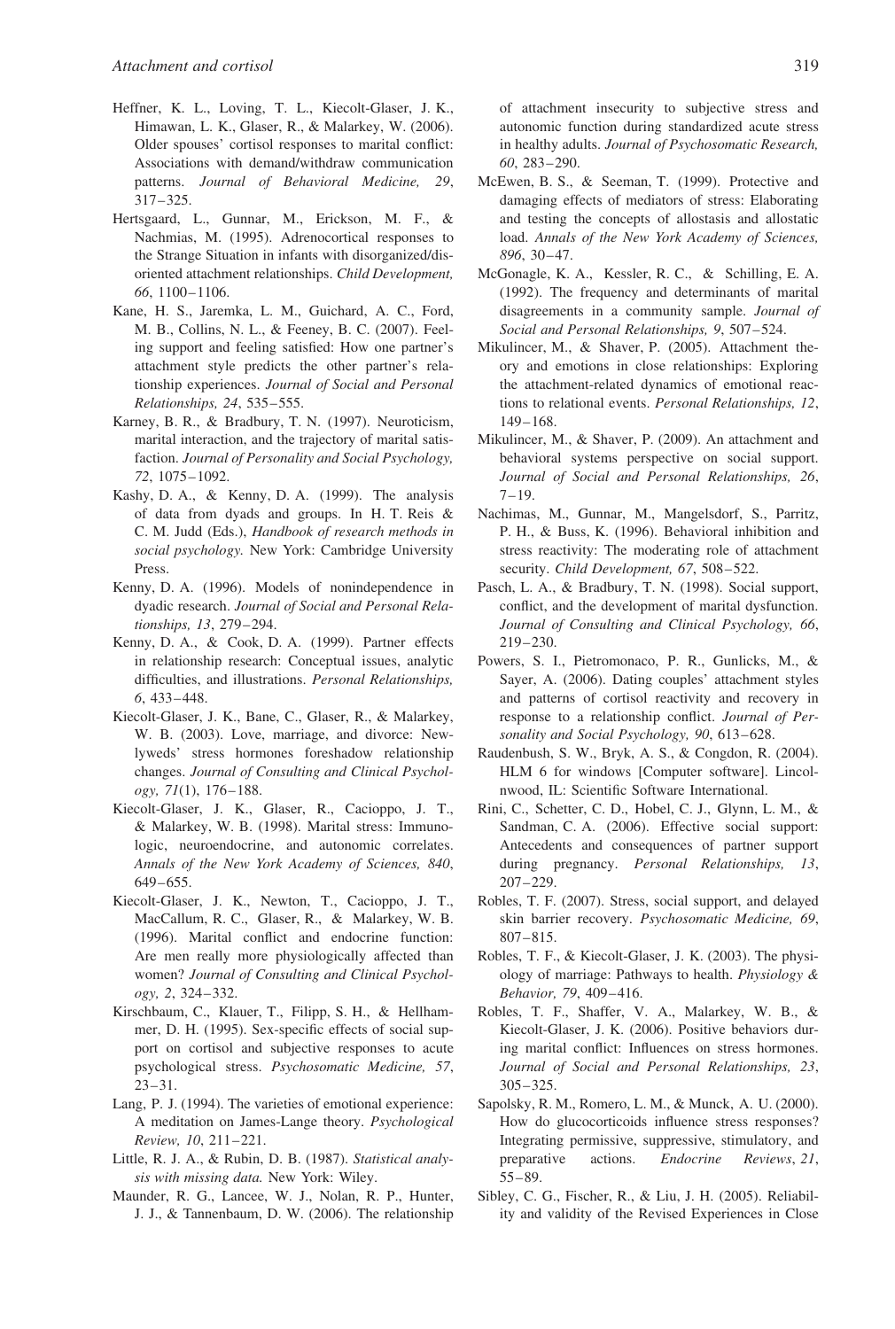Heffner, K. L., Loving, T. L., Kiecolt-Glaser, J. K., Himawan, L. K., Glaser, R., & Malarkey, W. (2006). Older spouses' cortisol responses to marital conflict: Associations with demand/withdraw communication patterns. *Journal of Behavioral Medicine, 29*, 317–325.

Hertsgaard, L., Gunnar, M., Erickson, M. F., & Nachmias, M. (1995). Adrenocortical responses to the Strange Situation in infants with disorganized/disoriented attachment relationships. *Child Development, 66*, 1100–1106.

Kane, H. S., Jaremka, L. M., Guichard, A. C., Ford, M. B., Collins, N. L., & Feeney, B. C. (2007). Feeling support and feeling satisfied: How one partner's attachment style predicts the other partner's relationship experiences. *Journal of Social and Personal Relationships, 24*, 535–555.

Karney, B. R., & Bradbury, T. N. (1997). Neuroticism, marital interaction, and the trajectory of marital satisfaction. *Journal of Personality and Social Psychology, 72*, 1075–1092.

Kashy, D. A., & Kenny, D. A. (1999). The analysis of data from dyads and groups. In H. T. Reis & C. M. Judd (Eds.), *Handbook of research methods in social psychology.* New York: Cambridge University Press.

Kenny, D. A. (1996). Models of nonindependence in dyadic research. *Journal of Social and Personal Relationships, 13*, 279–294.

Kenny, D. A., & Cook, D. A. (1999). Partner effects in relationship research: Conceptual issues, analytic difficulties, and illustrations. *Personal Relationships, 6*, 433–448.

Kiecolt-Glaser, J. K., Bane, C., Glaser, R., & Malarkey, W. B. (2003). Love, marriage, and divorce: Newlyweds' stress hormones foreshadow relationship changes. *Journal of Consulting and Clinical Psychology, 71*(1), 176–188.

Kiecolt-Glaser, J. K., Glaser, R., Cacioppo, J. T., & Malarkey, W. B. (1998). Marital stress: Immunologic, neuroendocrine, and autonomic correlates. *Annals of the New York Academy of Sciences, 840*, 649–655.

Kiecolt-Glaser, J. K., Newton, T., Cacioppo, J. T., MacCallum, R. C., Glaser, R., & Malarkey, W. B. (1996). Marital conflict and endocrine function: Are men really more physiologically affected than women? *Journal of Consulting and Clinical Psychology, 2*, 324–332.

Kirschbaum, C., Klauer, T., Filipp, S. H., & Hellhammer, D. H. (1995). Sex-specific effects of social support on cortisol and subjective responses to acute psychological stress. *Psychosomatic Medicine, 57*, 23–31.

Lang, P. J. (1994). The varieties of emotional experience: A meditation on James-Lange theory. *Psychological Review, 10*, 211–221.

Little, R. J. A., & Rubin, D. B. (1987). *Statistical analysis with missing data.* New York: Wiley.

Maunder, R. G., Lancee, W. J., Nolan, R. P., Hunter, J. J., & Tannenbaum, D. W. (2006). The relationship of attachment insecurity to subjective stress and autonomic function during standardized acute stress in healthy adults. *Journal of Psychosomatic Research, 60*, 283–290.

McEwen, B. S., & Seeman, T. (1999). Protective and damaging effects of mediators of stress: Elaborating and testing the concepts of allostasis and allostatic load. *Annals of the New York Academy of Sciences, 896*, 30–47.

McGonagle, K. A., Kessler, R. C., & Schilling, E. A. (1992). The frequency and determinants of marital disagreements in a community sample. *Journal of Social and Personal Relationships, 9*, 507–524.

Mikulincer, M., & Shaver, P. (2005). Attachment theory and emotions in close relationships: Exploring the attachment-related dynamics of emotional reactions to relational events. *Personal Relationships, 12*, 149–168.

Mikulincer, M., & Shaver, P. (2009). An attachment and behavioral systems perspective on social support. *Journal of Social and Personal Relationships, 26*, 7–19.

Nachimas, M., Gunnar, M., Mangelsdorf, S., Parritz, P. H., & Buss, K. (1996). Behavioral inhibition and stress reactivity: The moderating role of attachment security. *Child Development, 67*, 508–522.

Pasch, L. A., & Bradbury, T. N. (1998). Social support, conflict, and the development of marital dysfunction. *Journal of Consulting and Clinical Psychology, 66*, 219–230.

Powers, S. I., Pietromonaco, P. R., Gunlicks, M., & Sayer, A. (2006). Dating couples' attachment styles and patterns of cortisol reactivity and recovery in response to a relationship conflict. *Journal of Personality and Social Psychology, 90*, 613–628.

Raudenbush, S. W., Bryk, A. S., & Congdon, R. (2004). HLM 6 for windows [Computer software]. Lincolnwood, IL: Scientific Software International.

Rini, C., Schetter, C. D., Hobel, C. J., Glynn, L. M., & Sandman, C. A. (2006). Effective social support: Antecedents and consequences of partner support during pregnancy. *Personal Relationships, 13*, 207–229.

Robles, T. F. (2007). Stress, social support, and delayed skin barrier recovery. *Psychosomatic Medicine, 69*, 807–815.

Robles, T. F., & Kiecolt-Glaser, J. K. (2003). The physiology of marriage: Pathways to health. *Physiology & Behavior, 79*, 409–416.

Robles, T. F., Shaffer, V. A., Malarkey, W. B., & Kiecolt-Glaser, J. K. (2006). Positive behaviors during marital conflict: Influences on stress hormones. *Journal of Social and Personal Relationships, 23*, 305–325.

Sapolsky, R. M., Romero, L. M., & Munck, A. U. (2000). How do glucocorticoids influence stress responses? Integrating permissive, suppressive, stimulatory, and preparative actions. *Endocrine Reviews*, *21*, 55–89.

Sibley, C. G., Fischer, R., & Liu, J. H. (2005). Reliability and validity of the Revised Experiences in Close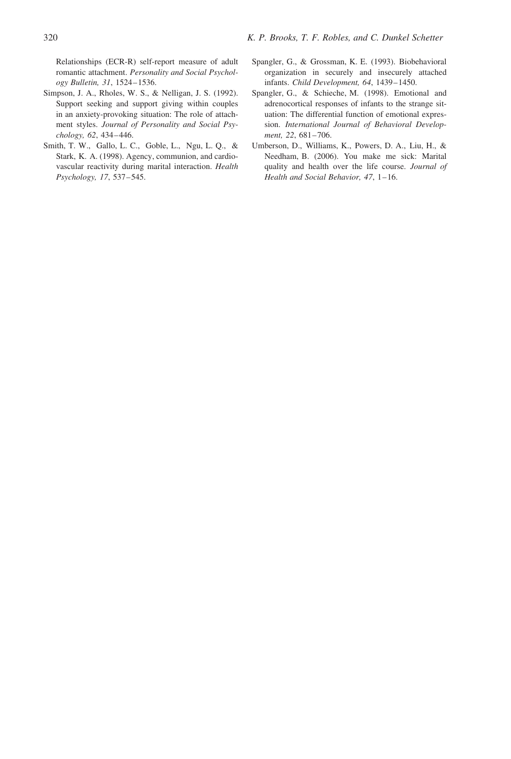Relationships (ECR-R) self-report measure of adult romantic attachment. *Personality and Social Psychology Bulletin, 31*, 1524–1536.

Simpson, J. A., Rholes, W. S., & Nelligan, J. S. (1992). Support seeking and support giving within couples in an anxiety-provoking situation: The role of attachment styles. *Journal of Personality and Social Psychology, 62*, 434–446.

Smith, T. W., Gallo, L. C., Goble, L., Ngu, L. Q., & Stark, K. A. (1998). Agency, communion, and cardiovascular reactivity during marital interaction. *Health Psychology, 17*, 537–545.

Spangler, G., & Grossman, K. E. (1993). Biobehavioral organization in securely and insecurely attached infants. *Child Development, 64*, 1439–1450.

Spangler, G., & Schieche, M. (1998). Emotional and adrenocortical responses of infants to the strange situation: The differential function of emotional expression. *International Journal of Behavioral Development, 22*, 681–706.

Umberson, D., Williams, K., Powers, D. A., Liu, H., & Needham, B. (2006). You make me sick: Marital quality and health over the life course. *Journal of Health and Social Behavior, 47*, 1–16.